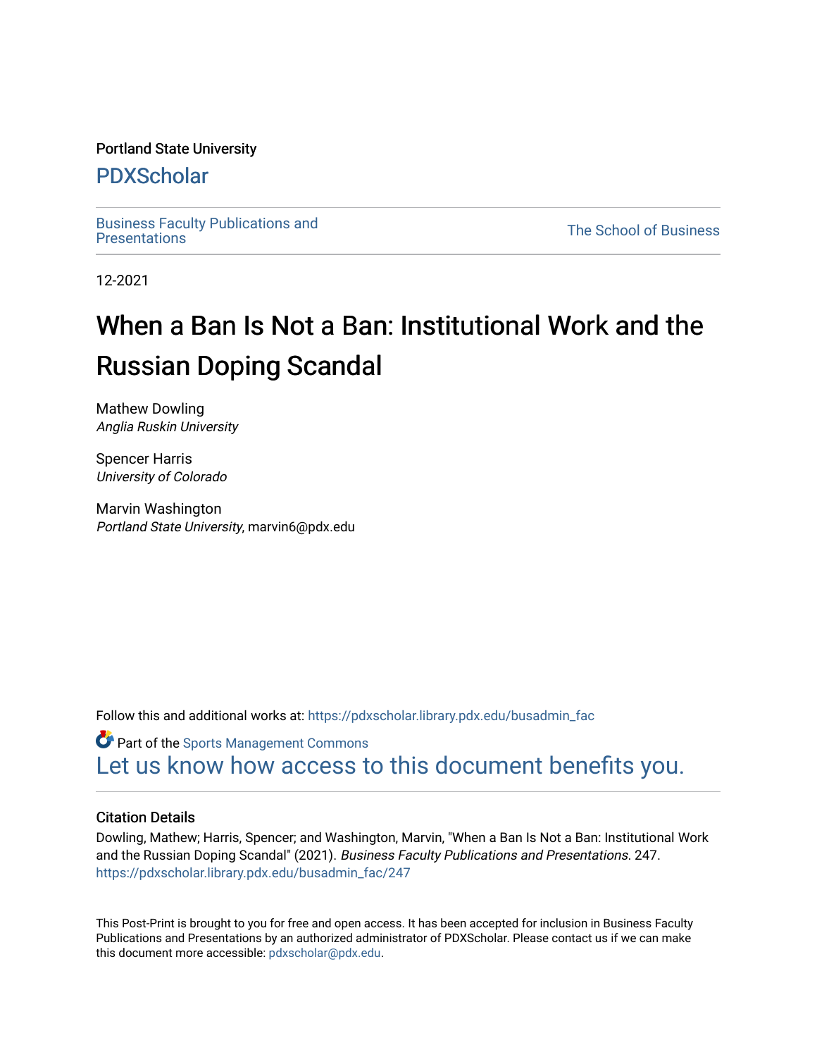Portland State University

PDXScholar

Business Faculty Publications and Presentations

The School of Business

12-2021

# When a Ban Is Not a Ban: Institutional Work and the Russian Doping Scandal

Mathew Dowling
*Anglia Ruskin University*

Spencer Harris
*University of Colorado*

Marvin Washington
*Portland State University*, marvin6@pdx.edu

Follow this and additional works at: https://pdxscholar.library.pdx.edu/busadmin_fac

Part of the Sports Management Commons

Let us know how access to this document benefits you.

## Citation Details

Dowling, Mathew; Harris, Spencer; and Washington, Marvin, "When a Ban Is Not a Ban: Institutional Work and the Russian Doping Scandal" (2021). *Business Faculty Publications and Presentations*. 247.
https://pdxscholar.library.pdx.edu/busadmin_fac/247

This Post-Print is brought to you for free and open access. It has been accepted for inclusion in Business Faculty Publications and Presentations by an authorized administrator of PDXScholar. Please contact us if we can make this document more accessible: pdxscholar@pdx.edu.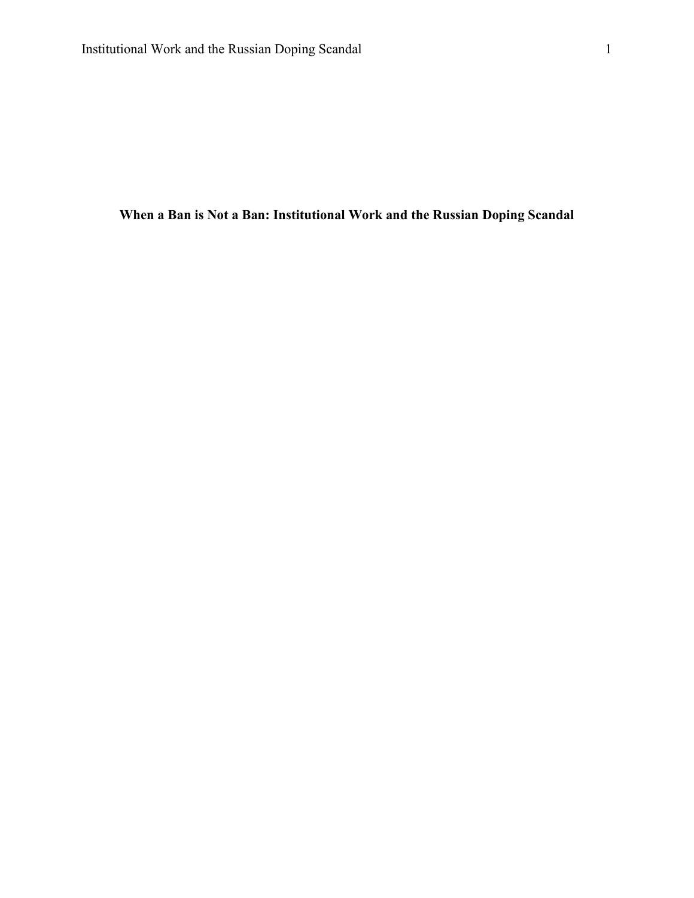**When a Ban is Not a Ban: Institutional Work and the Russian Doping Scandal**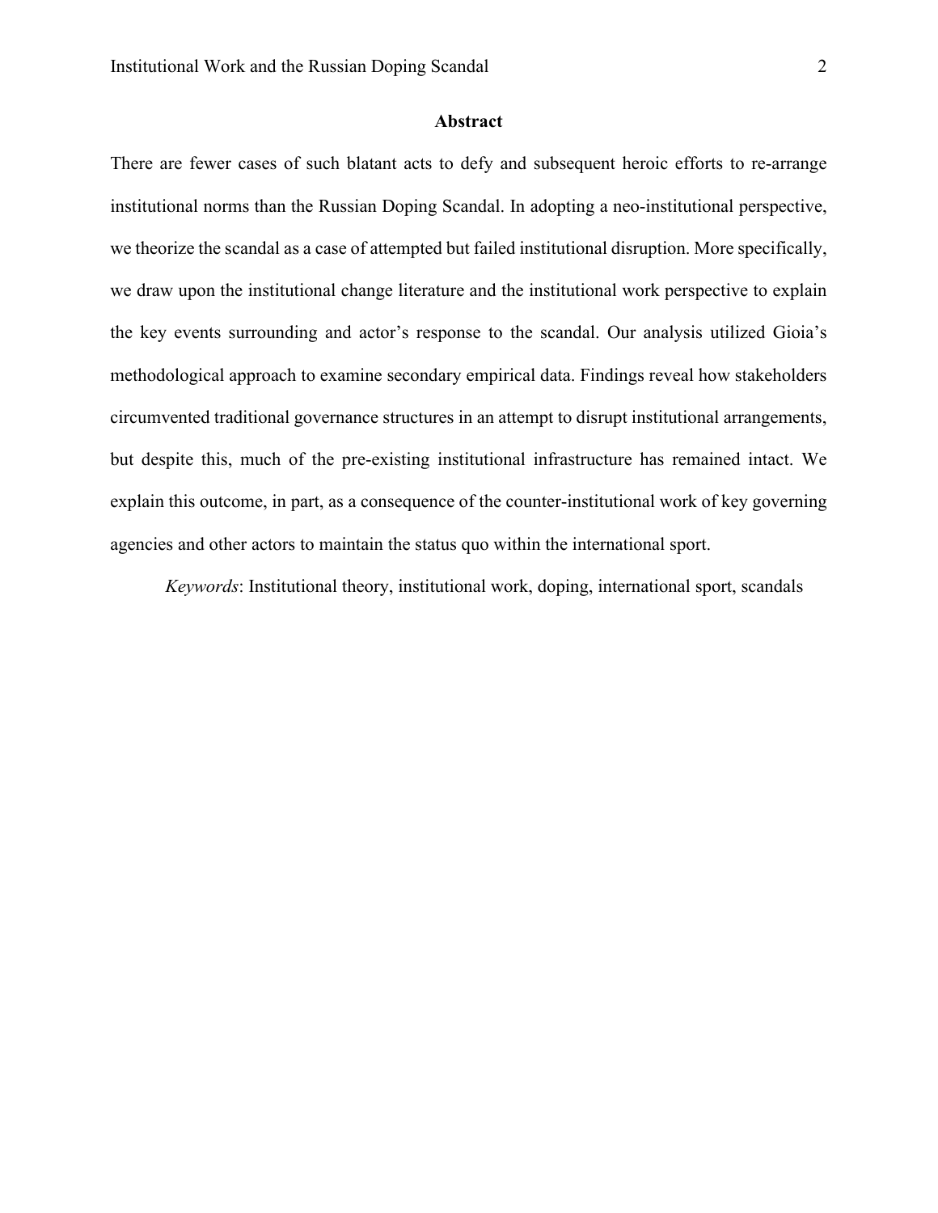## Abstract

There are fewer cases of such blatant acts to defy and subsequent heroic efforts to re-arrange institutional norms than the Russian Doping Scandal. In adopting a neo-institutional perspective, we theorize the scandal as a case of attempted but failed institutional disruption. More specifically, we draw upon the institutional change literature and the institutional work perspective to explain the key events surrounding and actor's response to the scandal. Our analysis utilized Gioia's methodological approach to examine secondary empirical data. Findings reveal how stakeholders circumvented traditional governance structures in an attempt to disrupt institutional arrangements, but despite this, much of the pre-existing institutional infrastructure has remained intact. We explain this outcome, in part, as a consequence of the counter-institutional work of key governing agencies and other actors to maintain the status quo within the international sport.

*Keywords*: Institutional theory, institutional work, doping, international sport, scandals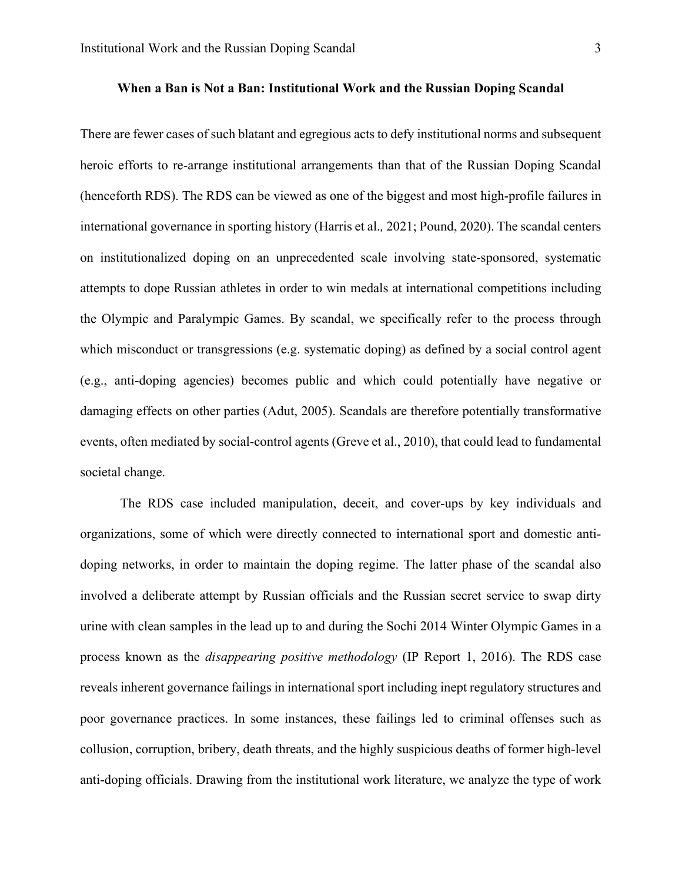**When a Ban is Not a Ban: Institutional Work and the Russian Doping Scandal**

There are fewer cases of such blatant and egregious acts to defy institutional norms and subsequent heroic efforts to re-arrange institutional arrangements than that of the Russian Doping Scandal (henceforth RDS). The RDS can be viewed as one of the biggest and most high-profile failures in international governance in sporting history (Harris et al., 2021; Pound, 2020). The scandal centers on institutionalized doping on an unprecedented scale involving state-sponsored, systematic attempts to dope Russian athletes in order to win medals at international competitions including the Olympic and Paralympic Games. By scandal, we specifically refer to the process through which misconduct or transgressions (e.g. systematic doping) as defined by a social control agent (e.g., anti-doping agencies) becomes public and which could potentially have negative or damaging effects on other parties (Adut, 2005). Scandals are therefore potentially transformative events, often mediated by social-control agents (Greve et al., 2010), that could lead to fundamental societal change.

The RDS case included manipulation, deceit, and cover-ups by key individuals and organizations, some of which were directly connected to international sport and domestic anti-doping networks, in order to maintain the doping regime. The latter phase of the scandal also involved a deliberate attempt by Russian officials and the Russian secret service to swap dirty urine with clean samples in the lead up to and during the Sochi 2014 Winter Olympic Games in a process known as the *disappearing positive methodology* (IP Report 1, 2016). The RDS case reveals inherent governance failings in international sport including inept regulatory structures and poor governance practices. In some instances, these failings led to criminal offenses such as collusion, corruption, bribery, death threats, and the highly suspicious deaths of former high-level anti-doping officials. Drawing from the institutional work literature, we analyze the type of work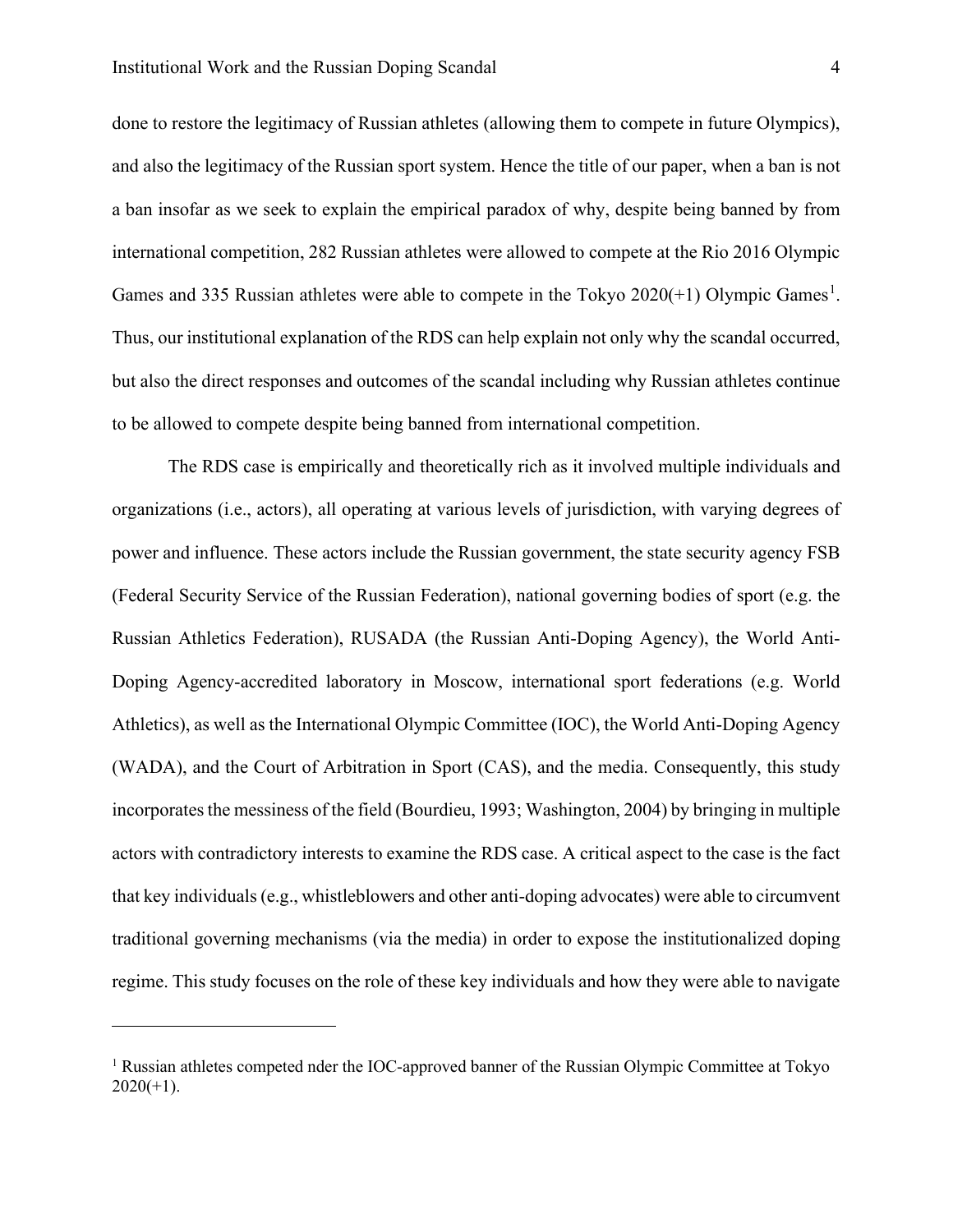done to restore the legitimacy of Russian athletes (allowing them to compete in future Olympics), and also the legitimacy of the Russian sport system. Hence the title of our paper, when a ban is not a ban insofar as we seek to explain the empirical paradox of why, despite being banned by from international competition, 282 Russian athletes were allowed to compete at the Rio 2016 Olympic Games and 335 Russian athletes were able to compete in the Tokyo 2020(+1) Olympic Games[1]. Thus, our institutional explanation of the RDS can help explain not only why the scandal occurred, but also the direct responses and outcomes of the scandal including why Russian athletes continue to be allowed to compete despite being banned from international competition.

The RDS case is empirically and theoretically rich as it involved multiple individuals and organizations (i.e., actors), all operating at various levels of jurisdiction, with varying degrees of power and influence. These actors include the Russian government, the state security agency FSB (Federal Security Service of the Russian Federation), national governing bodies of sport (e.g. the Russian Athletics Federation), RUSADA (the Russian Anti-Doping Agency), the World Anti-Doping Agency-accredited laboratory in Moscow, international sport federations (e.g. World Athletics), as well as the International Olympic Committee (IOC), the World Anti-Doping Agency (WADA), and the Court of Arbitration in Sport (CAS), and the media. Consequently, this study incorporates the messiness of the field (Bourdieu, 1993; Washington, 2004) by bringing in multiple actors with contradictory interests to examine the RDS case. A critical aspect to the case is the fact that key individuals (e.g., whistleblowers and other anti-doping advocates) were able to circumvent traditional governing mechanisms (via the media) in order to expose the institutionalized doping regime. This study focuses on the role of these key individuals and how they were able to navigate

[1] Russian athletes competed nder the IOC-approved banner of the Russian Olympic Committee at Tokyo 2020(+1).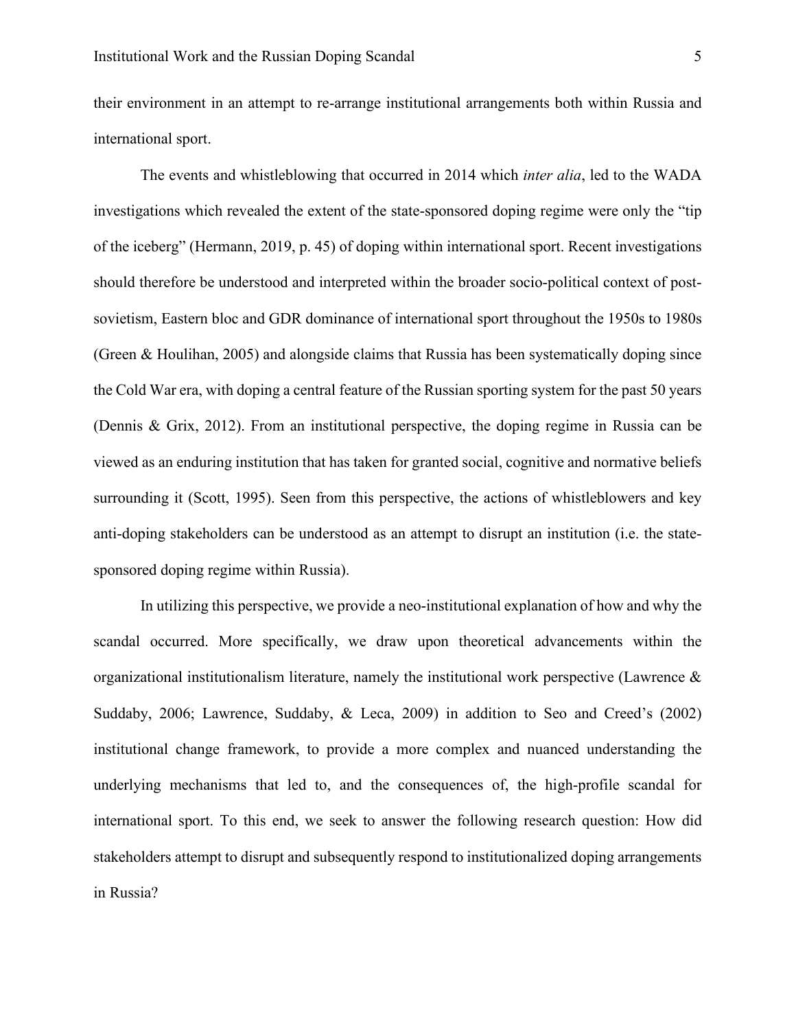their environment in an attempt to re-arrange institutional arrangements both within Russia and international sport.

The events and whistleblowing that occurred in 2014 which *inter alia*, led to the WADA investigations which revealed the extent of the state-sponsored doping regime were only the "tip of the iceberg" (Hermann, 2019, p. 45) of doping within international sport. Recent investigations should therefore be understood and interpreted within the broader socio-political context of post-sovietism, Eastern bloc and GDR dominance of international sport throughout the 1950s to 1980s (Green & Houlihan, 2005) and alongside claims that Russia has been systematically doping since the Cold War era, with doping a central feature of the Russian sporting system for the past 50 years (Dennis & Grix, 2012). From an institutional perspective, the doping regime in Russia can be viewed as an enduring institution that has taken for granted social, cognitive and normative beliefs surrounding it (Scott, 1995). Seen from this perspective, the actions of whistleblowers and key anti-doping stakeholders can be understood as an attempt to disrupt an institution (i.e. the state-sponsored doping regime within Russia).

In utilizing this perspective, we provide a neo-institutional explanation of how and why the scandal occurred. More specifically, we draw upon theoretical advancements within the organizational institutionalism literature, namely the institutional work perspective (Lawrence & Suddaby, 2006; Lawrence, Suddaby, & Leca, 2009) in addition to Seo and Creed's (2002) institutional change framework, to provide a more complex and nuanced understanding the underlying mechanisms that led to, and the consequences of, the high-profile scandal for international sport. To this end, we seek to answer the following research question: How did stakeholders attempt to disrupt and subsequently respond to institutionalized doping arrangements in Russia?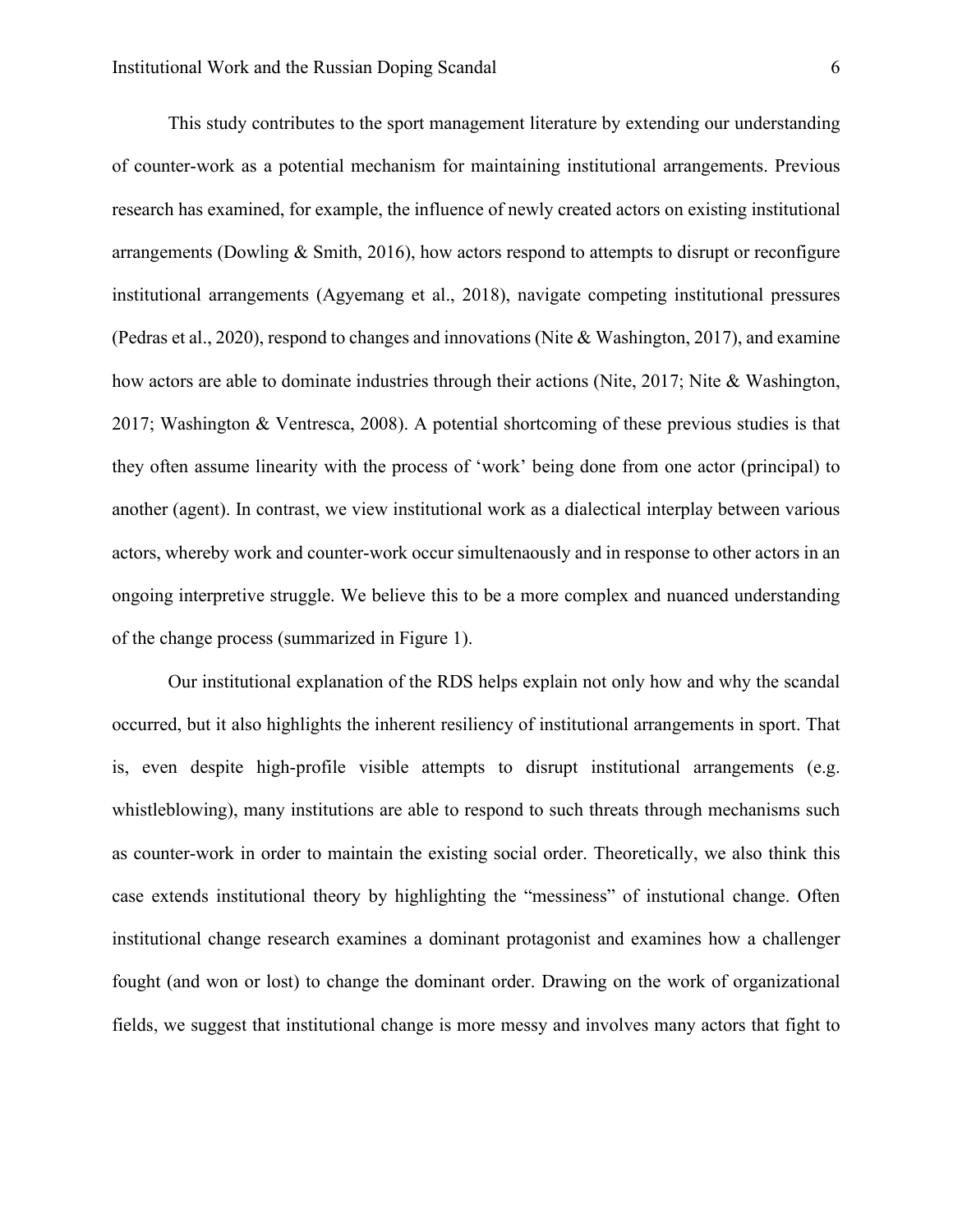This study contributes to the sport management literature by extending our understanding of counter-work as a potential mechanism for maintaining institutional arrangements. Previous research has examined, for example, the influence of newly created actors on existing institutional arrangements (Dowling & Smith, 2016), how actors respond to attempts to disrupt or reconfigure institutional arrangements (Agyemang et al., 2018), navigate competing institutional pressures (Pedras et al., 2020), respond to changes and innovations (Nite & Washington, 2017), and examine how actors are able to dominate industries through their actions (Nite, 2017; Nite & Washington, 2017; Washington & Ventresca, 2008). A potential shortcoming of these previous studies is that they often assume linearity with the process of 'work' being done from one actor (principal) to another (agent). In contrast, we view institutional work as a dialectical interplay between various actors, whereby work and counter-work occur simultenaously and in response to other actors in an ongoing interpretive struggle. We believe this to be a more complex and nuanced understanding of the change process (summarized in Figure 1).

Our institutional explanation of the RDS helps explain not only how and why the scandal occurred, but it also highlights the inherent resiliency of institutional arrangements in sport. That is, even despite high-profile visible attempts to disrupt institutional arrangements (e.g. whistleblowing), many institutions are able to respond to such threats through mechanisms such as counter-work in order to maintain the existing social order. Theoretically, we also think this case extends institutional theory by highlighting the "messiness" of instutional change. Often institutional change research examines a dominant protagonist and examines how a challenger fought (and won or lost) to change the dominant order. Drawing on the work of organizational fields, we suggest that institutional change is more messy and involves many actors that fight to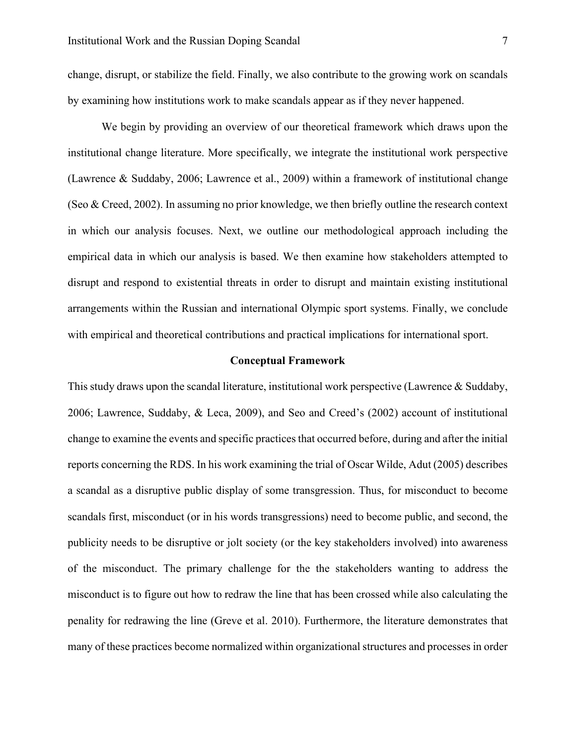change, disrupt, or stabilize the field. Finally, we also contribute to the growing work on scandals by examining how institutions work to make scandals appear as if they never happened.

We begin by providing an overview of our theoretical framework which draws upon the institutional change literature. More specifically, we integrate the institutional work perspective (Lawrence & Suddaby, 2006; Lawrence et al., 2009) within a framework of institutional change (Seo & Creed, 2002). In assuming no prior knowledge, we then briefly outline the research context in which our analysis focuses. Next, we outline our methodological approach including the empirical data in which our analysis is based. We then examine how stakeholders attempted to disrupt and respond to existential threats in order to disrupt and maintain existing institutional arrangements within the Russian and international Olympic sport systems. Finally, we conclude with empirical and theoretical contributions and practical implications for international sport.

## Conceptual Framework

This study draws upon the scandal literature, institutional work perspective (Lawrence & Suddaby, 2006; Lawrence, Suddaby, & Leca, 2009), and Seo and Creed's (2002) account of institutional change to examine the events and specific practices that occurred before, during and after the initial reports concerning the RDS. In his work examining the trial of Oscar Wilde, Adut (2005) describes a scandal as a disruptive public display of some transgression. Thus, for misconduct to become scandals first, misconduct (or in his words transgressions) need to become public, and second, the publicity needs to be disruptive or jolt society (or the key stakeholders involved) into awareness of the misconduct. The primary challenge for the the stakeholders wanting to address the misconduct is to figure out how to redraw the line that has been crossed while also calculating the penality for redrawing the line (Greve et al. 2010). Furthermore, the literature demonstrates that many of these practices become normalized within organizational structures and processes in order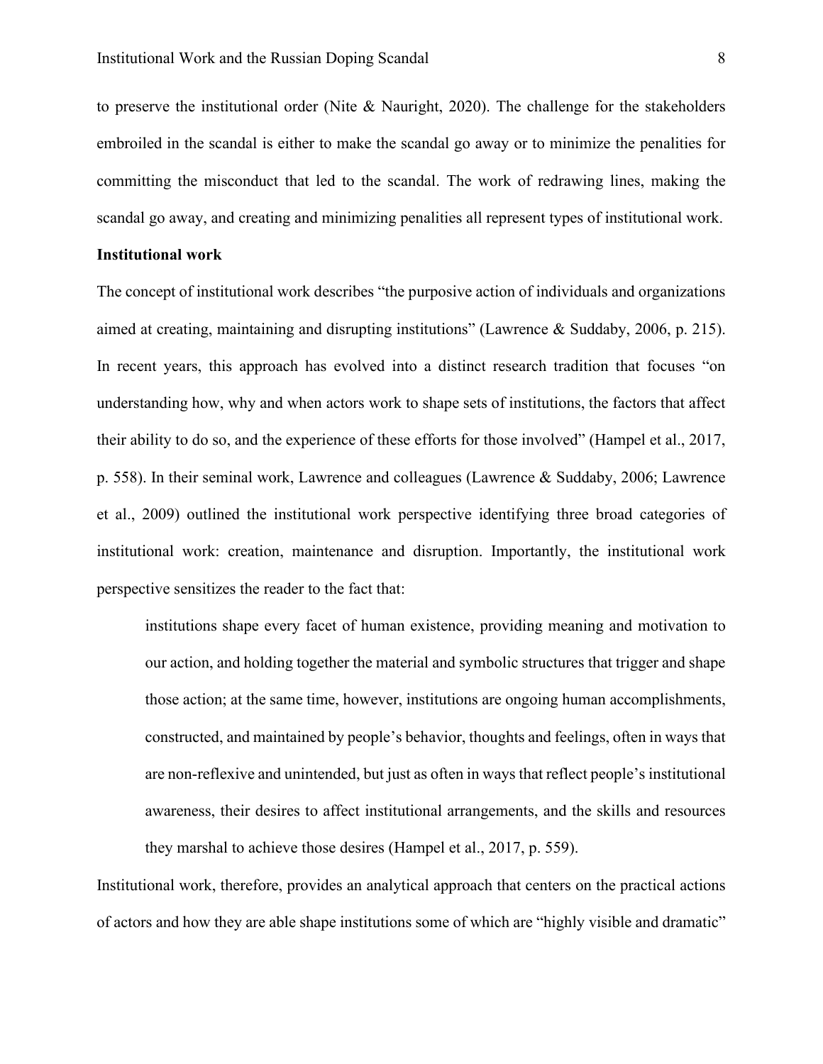to preserve the institutional order (Nite & Naurigh, 2020). The challenge for the stakeholders embroiled in the scandal is either to make the scandal go away or to minimize the penalities for committing the misconduct that led to the scandal. The work of redrawing lines, making the scandal go away, and creating and minimizing penalities all represent types of institutional work.

**Institutional work**

The concept of institutional work describes "the purposive action of individuals and organizations aimed at creating, maintaining and disrupting institutions" (Lawrence & Suddaby, 2006, p. 215). In recent years, this approach has evolved into a distinct research tradition that focuses "on understanding how, why and when actors work to shape sets of institutions, the factors that affect their ability to do so, and the experience of these efforts for those involved" (Hampel et al., 2017, p. 558). In their seminal work, Lawrence and colleagues (Lawrence & Suddaby, 2006; Lawrence et al., 2009) outlined the institutional work perspective identifying three broad categories of institutional work: creation, maintenance and disruption. Importantly, the institutional work perspective sensitizes the reader to the fact that:

> institutions shape every facet of human existence, providing meaning and motivation to our action, and holding together the material and symbolic structures that trigger and shape those action; at the same time, however, institutions are ongoing human accomplishments, constructed, and maintained by people's behavior, thoughts and feelings, often in ways that are non-reflexive and unintended, but just as often in ways that reflect people's institutional awareness, their desires to affect institutional arrangements, and the skills and resources they marshal to achieve those desires (Hampel et al., 2017, p. 559).

Institutional work, therefore, provides an analytical approach that centers on the practical actions of actors and how they are able shape institutions some of which are "highly visible and dramatic"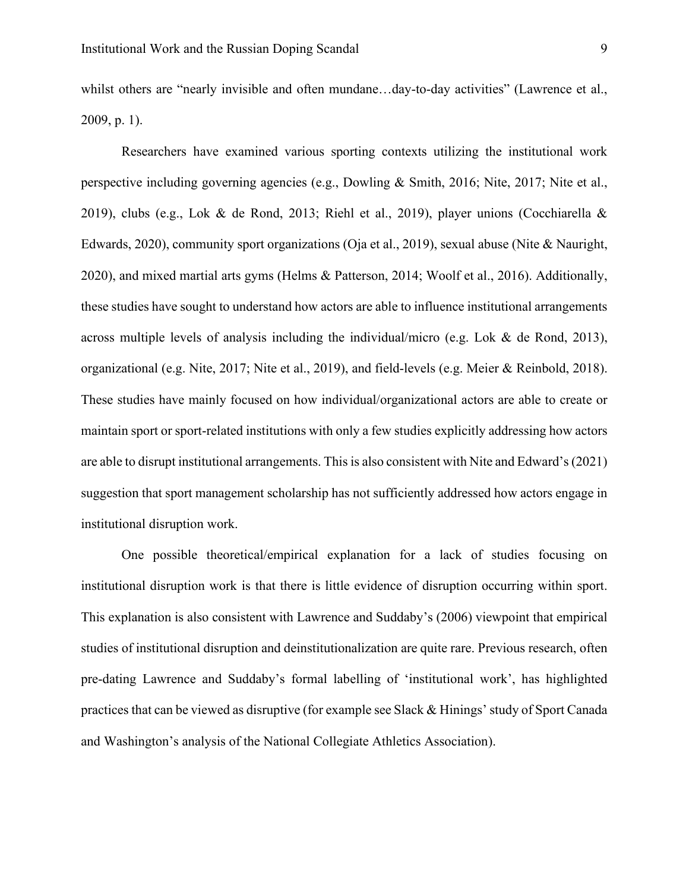whilst others are "nearly invisible and often mundane…day-to-day activities" (Lawrence et al., 2009, p. 1).

Researchers have examined various sporting contexts utilizing the institutional work perspective including governing agencies (e.g., Dowling & Smith, 2016; Nite, 2017; Nite et al., 2019), clubs (e.g., Lok & de Rond, 2013; Riehl et al., 2019), player unions (Cocchiarella & Edwards, 2020), community sport organizations (Oja et al., 2019), sexual abuse (Nite & Nauright, 2020), and mixed martial arts gyms (Helms & Patterson, 2014; Woolf et al., 2016). Additionally, these studies have sought to understand how actors are able to influence institutional arrangements across multiple levels of analysis including the individual/micro (e.g. Lok & de Rond, 2013), organizational (e.g. Nite, 2017; Nite et al., 2019), and field-levels (e.g. Meier & Reinbold, 2018). These studies have mainly focused on how individual/organizational actors are able to create or maintain sport or sport-related institutions with only a few studies explicitly addressing how actors are able to disrupt institutional arrangements. This is also consistent with Nite and Edward's (2021) suggestion that sport management scholarship has not sufficiently addressed how actors engage in institutional disruption work.

One possible theoretical/empirical explanation for a lack of studies focusing on institutional disruption work is that there is little evidence of disruption occurring within sport. This explanation is also consistent with Lawrence and Suddaby's (2006) viewpoint that empirical studies of institutional disruption and deinstitutionalization are quite rare. Previous research, often pre-dating Lawrence and Suddaby's formal labelling of 'institutional work', has highlighted practices that can be viewed as disruptive (for example see Slack & Hinings' study of Sport Canada and Washington's analysis of the National Collegiate Athletics Association).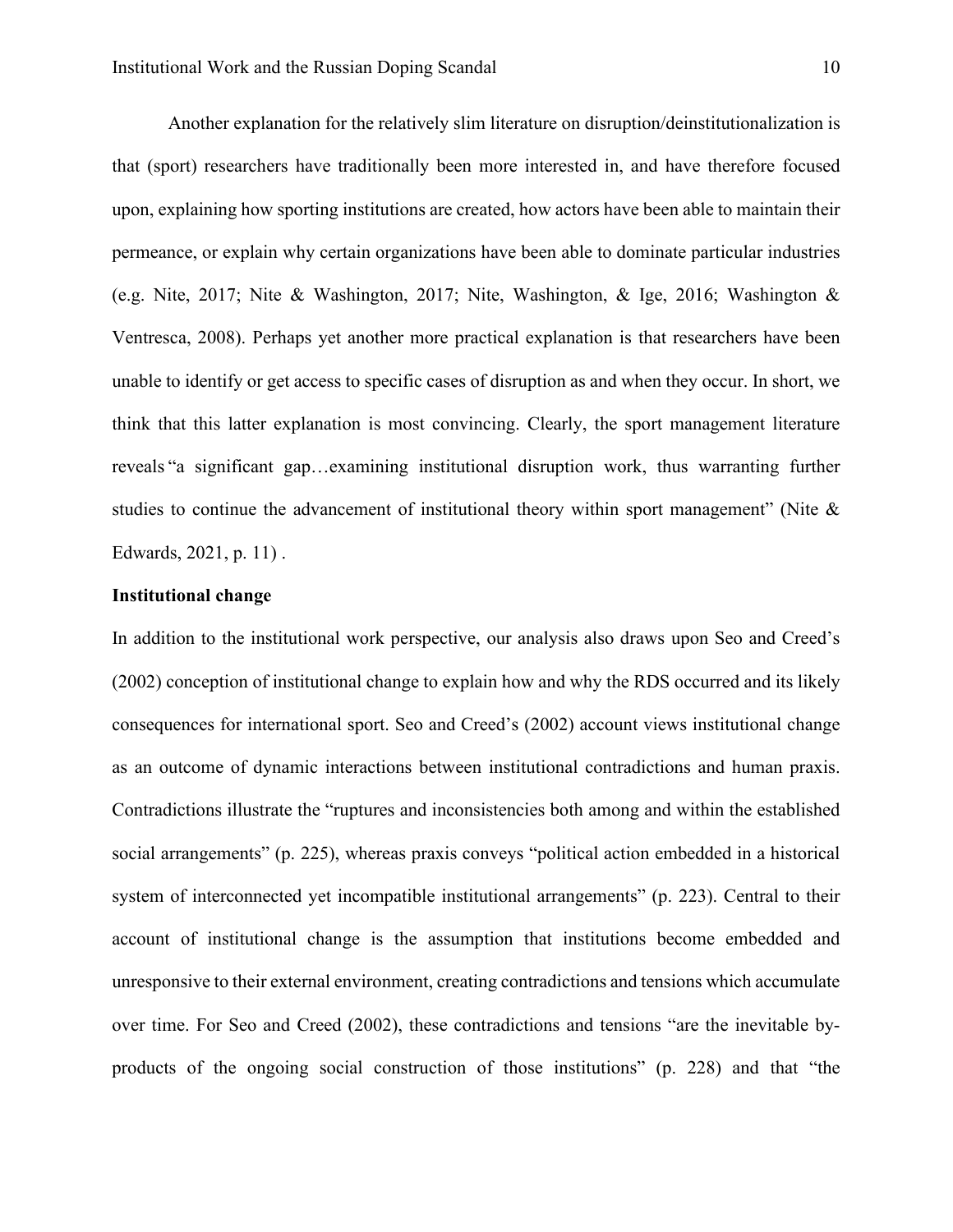Another explanation for the relatively slim literature on disruption/deinstitutionalization is that (sport) researchers have traditionally been more interested in, and have therefore focused upon, explaining how sporting institutions are created, how actors have been able to maintain their permeance, or explain why certain organizations have been able to dominate particular industries (e.g. Nite, 2017; Nite & Washington, 2017; Nite, Washington, & Ige, 2016; Washington & Ventresca, 2008). Perhaps yet another more practical explanation is that researchers have been unable to identify or get access to specific cases of disruption as and when they occur. In short, we think that this latter explanation is most convincing. Clearly, the sport management literature reveals "a significant gap…examining institutional disruption work, thus warranting further studies to continue the advancement of institutional theory within sport management" (Nite & Edwards, 2021, p. 11) .

**Institutional change**

In addition to the institutional work perspective, our analysis also draws upon Seo and Creed's (2002) conception of institutional change to explain how and why the RDS occurred and its likely consequences for international sport. Seo and Creed's (2002) account views institutional change as an outcome of dynamic interactions between institutional contradictions and human praxis. Contradictions illustrate the "ruptures and inconsistencies both among and within the established social arrangements" (p. 225), whereas praxis conveys "political action embedded in a historical system of interconnected yet incompatible institutional arrangements" (p. 223). Central to their account of institutional change is the assumption that institutions become embedded and unresponsive to their external environment, creating contradictions and tensions which accumulate over time. For Seo and Creed (2002), these contradictions and tensions "are the inevitable by-products of the ongoing social construction of those institutions" (p. 228) and that "the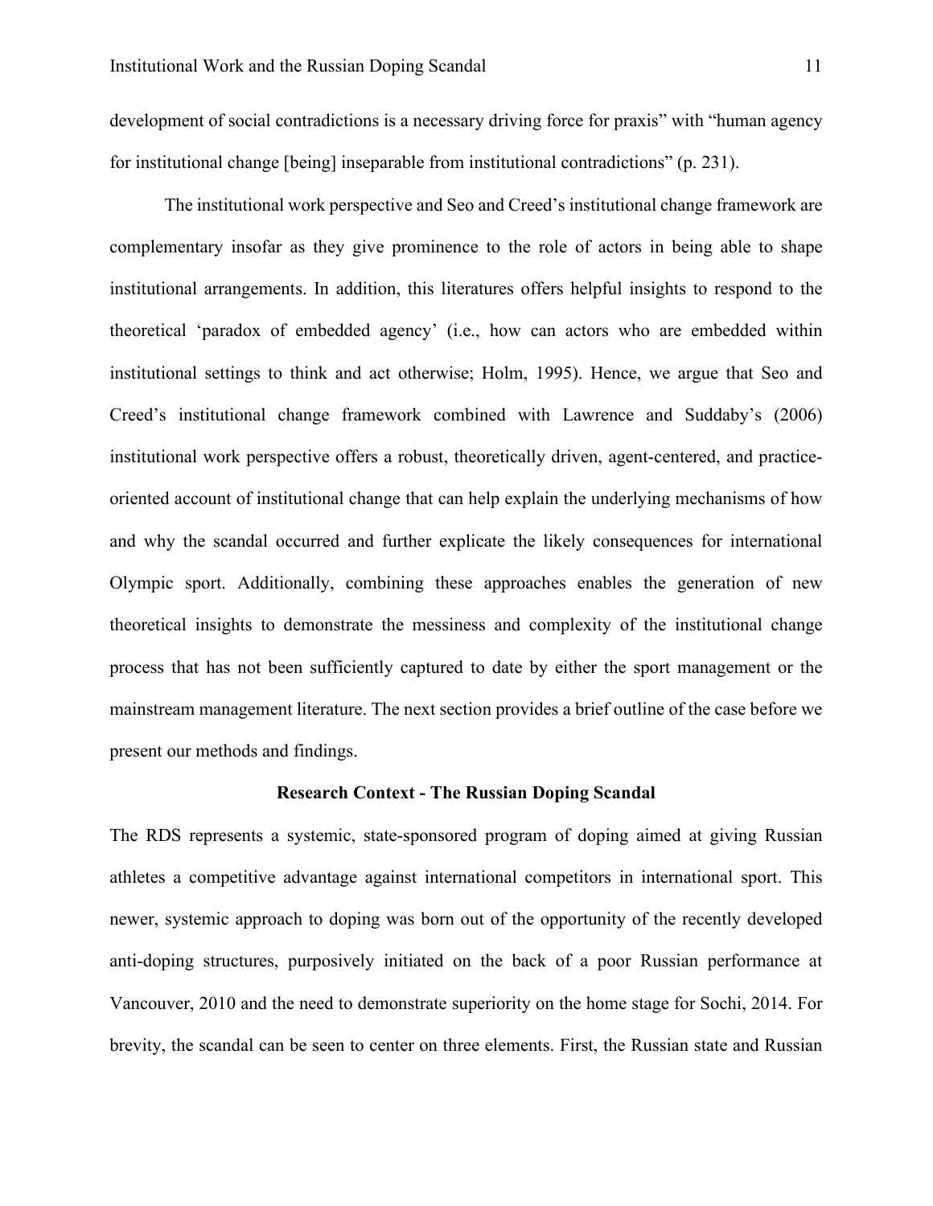development of social contradictions is a necessary driving force for praxis" with "human agency for institutional change [being] inseparable from institutional contradictions" (p. 231).

The institutional work perspective and Seo and Creed's institutional change framework are complementary insofar as they give prominence to the role of actors in being able to shape institutional arrangements. In addition, this literatures offers helpful insights to respond to the theoretical 'paradox of embedded agency' (i.e., how can actors who are embedded within institutional settings to think and act otherwise; Holm, 1995). Hence, we argue that Seo and Creed's institutional change framework combined with Lawrence and Suddaby's (2006) institutional work perspective offers a robust, theoretically driven, agent-centered, and practice-oriented account of institutional change that can help explain the underlying mechanisms of how and why the scandal occurred and further explicate the likely consequences for international Olympic sport. Additionally, combining these approaches enables the generation of new theoretical insights to demonstrate the messiness and complexity of the institutional change process that has not been sufficiently captured to date by either the sport management or the mainstream management literature. The next section provides a brief outline of the case before we present our methods and findings.

## Research Context - The Russian Doping Scandal

The RDS represents a systemic, state-sponsored program of doping aimed at giving Russian athletes a competitive advantage against international competitors in international sport. This newer, systemic approach to doping was born out of the opportunity of the recently developed anti-doping structures, purposively initiated on the back of a poor Russian performance at Vancouver, 2010 and the need to demonstrate superiority on the home stage for Sochi, 2014. For brevity, the scandal can be seen to center on three elements. First, the Russian state and Russian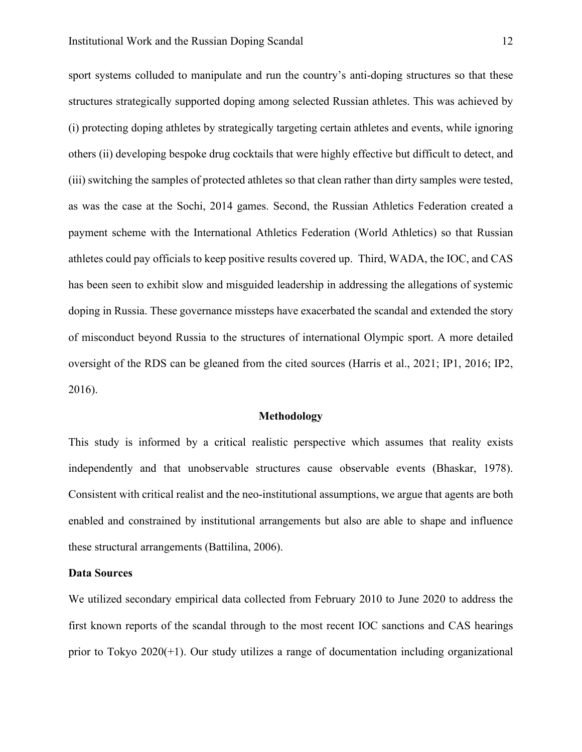sport systems colluded to manipulate and run the country's anti-doping structures so that these structures strategically supported doping among selected Russian athletes. This was achieved by (i) protecting doping athletes by strategically targeting certain athletes and events, while ignoring others (ii) developing bespoke drug cocktails that were highly effective but difficult to detect, and (iii) switching the samples of protected athletes so that clean rather than dirty samples were tested, as was the case at the Sochi, 2014 games. Second, the Russian Athletics Federation created a payment scheme with the International Athletics Federation (World Athletics) so that Russian athletes could pay officials to keep positive results covered up. Third, WADA, the IOC, and CAS has been seen to exhibit slow and misguided leadership in addressing the allegations of systemic doping in Russia. These governance missteps have exacerbated the scandal and extended the story of misconduct beyond Russia to the structures of international Olympic sport. A more detailed oversight of the RDS can be gleaned from the cited sources (Harris et al., 2021; IP1, 2016; IP2, 2016).

## Methodology

This study is informed by a critical realistic perspective which assumes that reality exists independently and that unobservable structures cause observable events (Bhaskar, 1978). Consistent with critical realist and the neo-institutional assumptions, we argue that agents are both enabled and constrained by institutional arrangements but also are able to shape and influence these structural arrangements (Battilina, 2006).

### Data Sources

We utilized secondary empirical data collected from February 2010 to June 2020 to address the first known reports of the scandal through to the most recent IOC sanctions and CAS hearings prior to Tokyo 2020(+1). Our study utilizes a range of documentation including organizational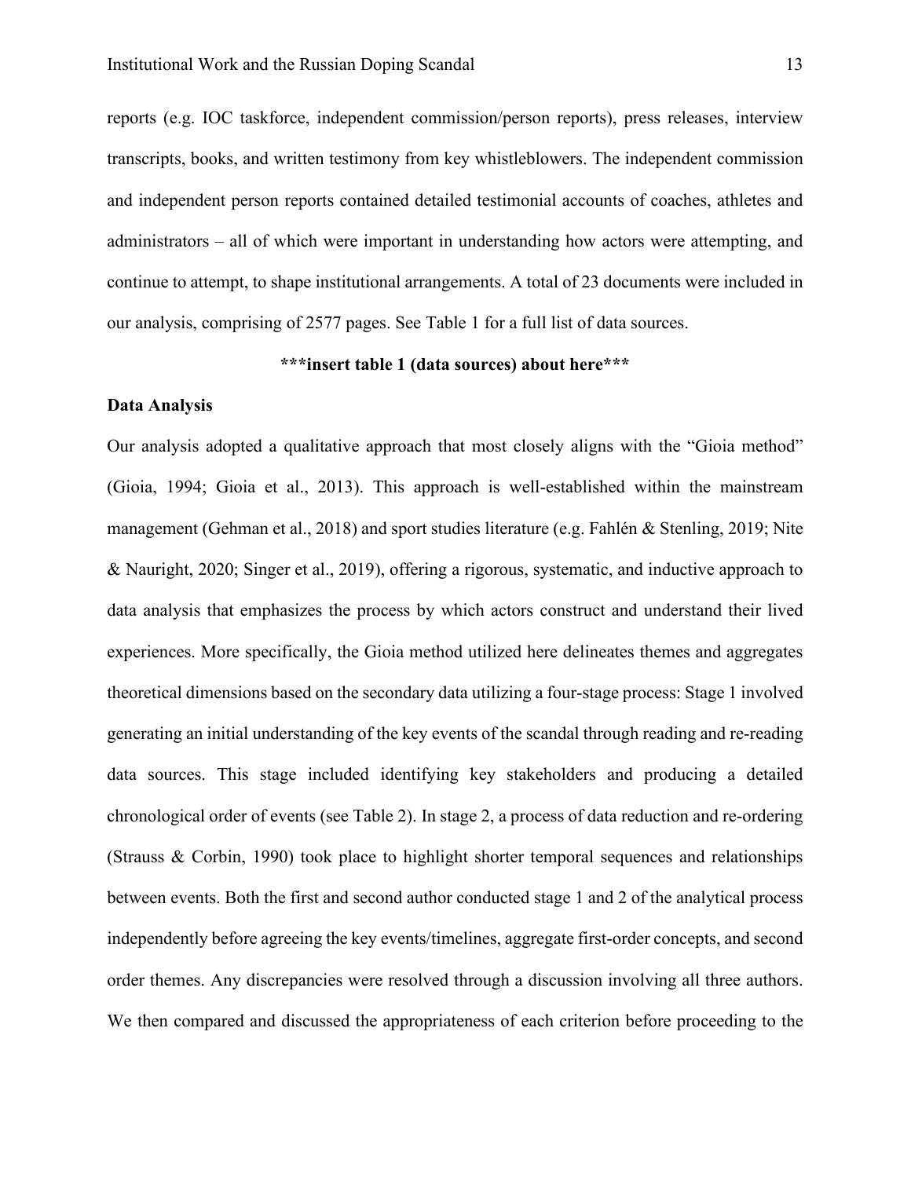reports (e.g. IOC taskforce, independent commission/person reports), press releases, interview transcripts, books, and written testimony from key whistleblowers. The independent commission and independent person reports contained detailed testimonial accounts of coaches, athletes and administrators – all of which were important in understanding how actors were attempting, and continue to attempt, to shape institutional arrangements. A total of 23 documents were included in our analysis, comprising of 2577 pages. See Table 1 for a full list of data sources.

**\*\*\*insert table 1 (data sources) about here\*\*\***

**Data Analysis**

Our analysis adopted a qualitative approach that most closely aligns with the "Gioia method" (Gioia, 1994; Gioia et al., 2013). This approach is well-established within the mainstream management (Gehman et al., 2018) and sport studies literature (e.g. Fahlén & Stenling, 2019; Nite & Nauright, 2020; Singer et al., 2019), offering a rigorous, systematic, and inductive approach to data analysis that emphasizes the process by which actors construct and understand their lived experiences. More specifically, the Gioia method utilized here delineates themes and aggregates theoretical dimensions based on the secondary data utilizing a four-stage process: Stage 1 involved generating an initial understanding of the key events of the scandal through reading and re-reading data sources. This stage included identifying key stakeholders and producing a detailed chronological order of events (see Table 2). In stage 2, a process of data reduction and re-ordering (Strauss & Corbin, 1990) took place to highlight shorter temporal sequences and relationships between events. Both the first and second author conducted stage 1 and 2 of the analytical process independently before agreeing the key events/timelines, aggregate first-order concepts, and second order themes. Any discrepancies were resolved through a discussion involving all three authors. We then compared and discussed the appropriateness of each criterion before proceeding to the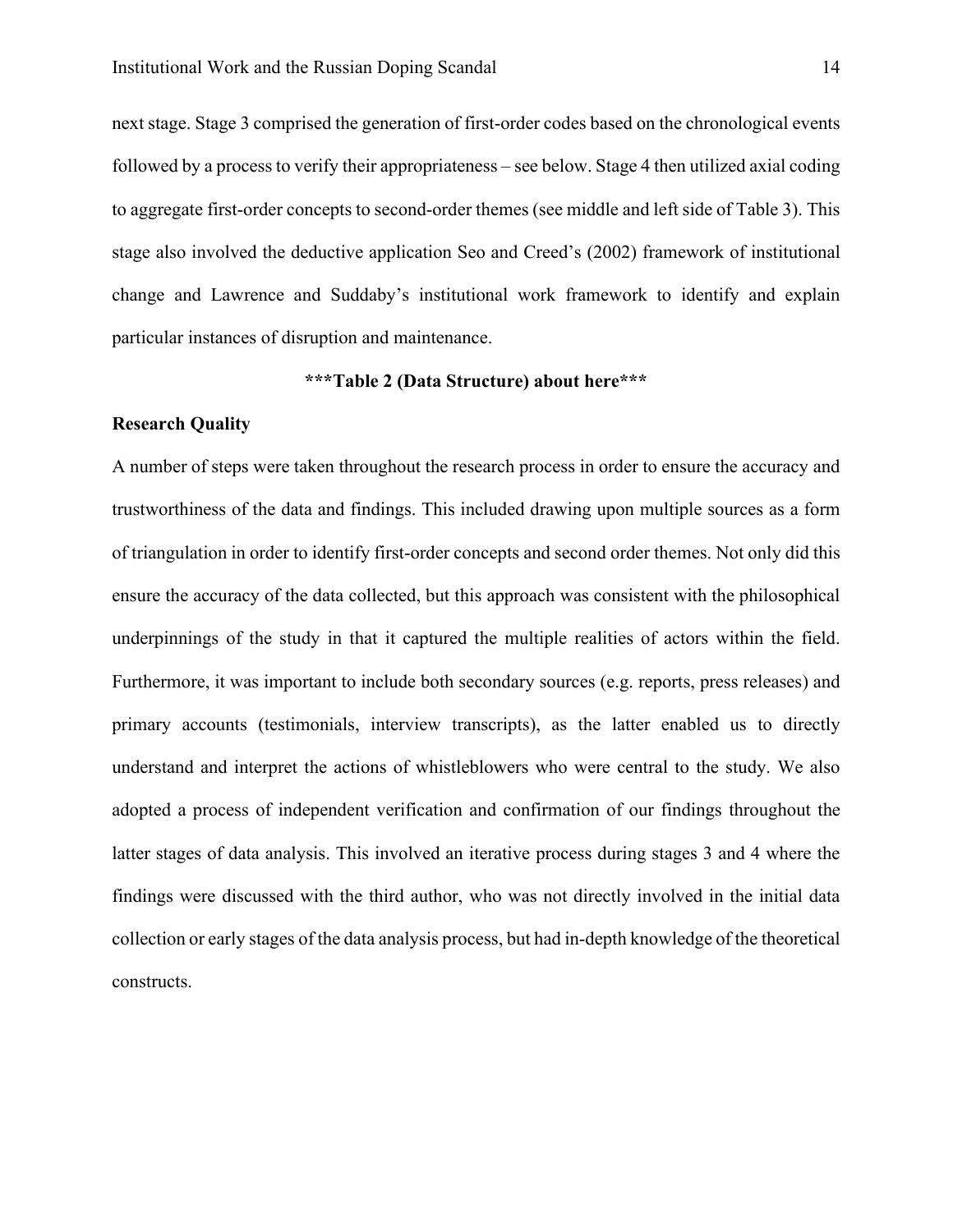next stage. Stage 3 comprised the generation of first-order codes based on the chronological events followed by a process to verify their appropriateness – see below. Stage 4 then utilized axial coding to aggregate first-order concepts to second-order themes (see middle and left side of Table 3). This stage also involved the deductive application Seo and Creed's (2002) framework of institutional change and Lawrence and Suddaby's institutional work framework to identify and explain particular instances of disruption and maintenance.

**\*\*\*Table 2 (Data Structure) about here\*\*\***

### Research Quality

A number of steps were taken throughout the research process in order to ensure the accuracy and trustworthiness of the data and findings. This included drawing upon multiple sources as a form of triangulation in order to identify first-order concepts and second order themes. Not only did this ensure the accuracy of the data collected, but this approach was consistent with the philosophical underpinnings of the study in that it captured the multiple realities of actors within the field. Furthermore, it was important to include both secondary sources (e.g. reports, press releases) and primary accounts (testimonials, interview transcripts), as the latter enabled us to directly understand and interpret the actions of whistleblowers who were central to the study. We also adopted a process of independent verification and confirmation of our findings throughout the latter stages of data analysis. This involved an iterative process during stages 3 and 4 where the findings were discussed with the third author, who was not directly involved in the initial data collection or early stages of the data analysis process, but had in-depth knowledge of the theoretical constructs.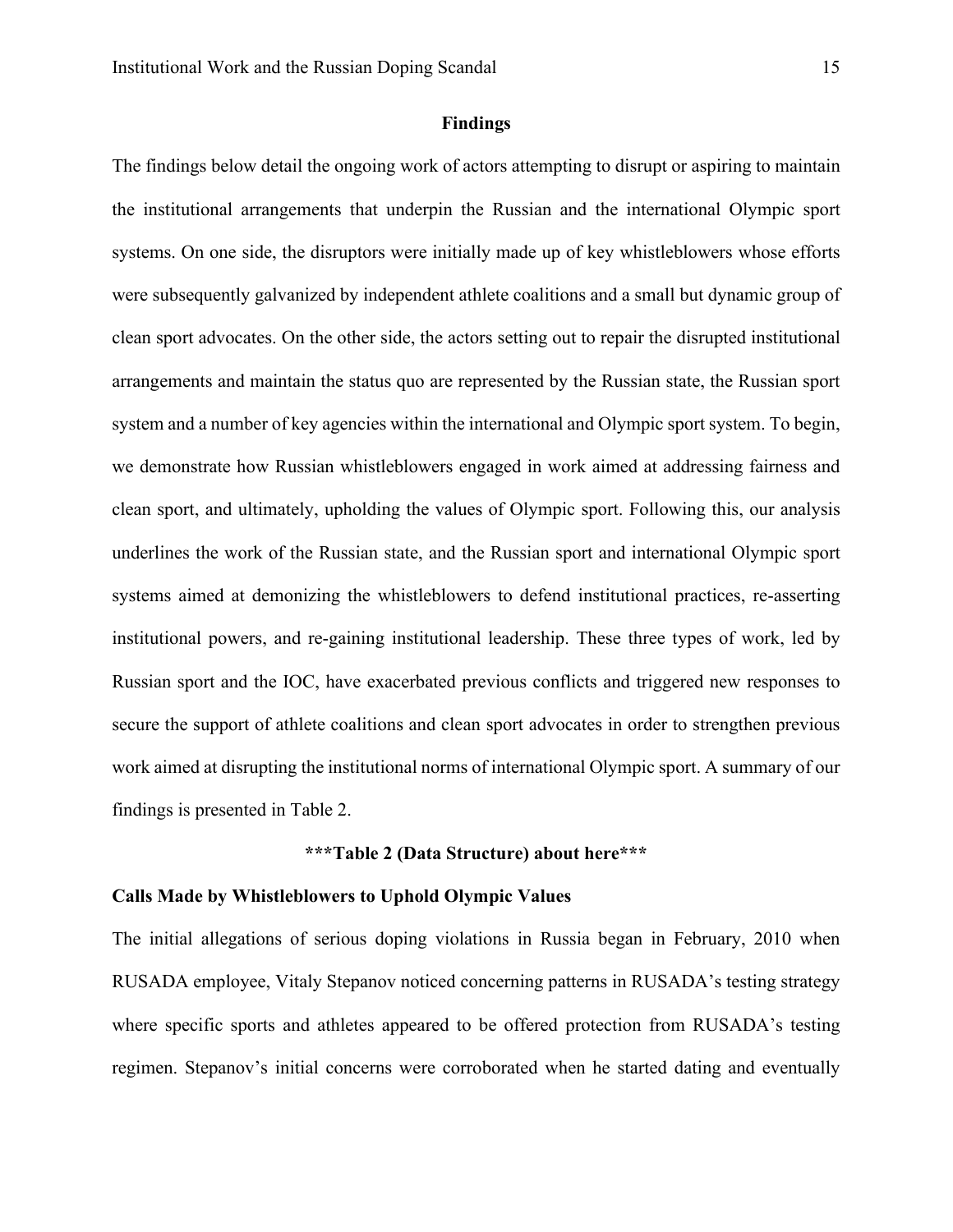## Findings

The findings below detail the ongoing work of actors attempting to disrupt or aspiring to maintain the institutional arrangements that underpin the Russian and the international Olympic sport systems. On one side, the disruptors were initially made up of key whistleblowers whose efforts were subsequently galvanized by independent athlete coalitions and a small but dynamic group of clean sport advocates. On the other side, the actors setting out to repair the disrupted institutional arrangements and maintain the status quo are represented by the Russian state, the Russian sport system and a number of key agencies within the international and Olympic sport system. To begin, we demonstrate how Russian whistleblowers engaged in work aimed at addressing fairness and clean sport, and ultimately, upholding the values of Olympic sport. Following this, our analysis underlines the work of the Russian state, and the Russian sport and international Olympic sport systems aimed at demonizing the whistleblowers to defend institutional practices, re-asserting institutional powers, and re-gaining institutional leadership. These three types of work, led by Russian sport and the IOC, have exacerbated previous conflicts and triggered new responses to secure the support of athlete coalitions and clean sport advocates in order to strengthen previous work aimed at disrupting the institutional norms of international Olympic sport. A summary of our findings is presented in Table 2.

**\*\*\*Table 2 (Data Structure) about here\*\*\***

### Calls Made by Whistleblowers to Uphold Olympic Values

The initial allegations of serious doping violations in Russia began in February, 2010 when RUSADA employee, Vitaly Stepanov noticed concerning patterns in RUSADA's testing strategy where specific sports and athletes appeared to be offered protection from RUSADA's testing regimen. Stepanov's initial concerns were corroborated when he started dating and eventually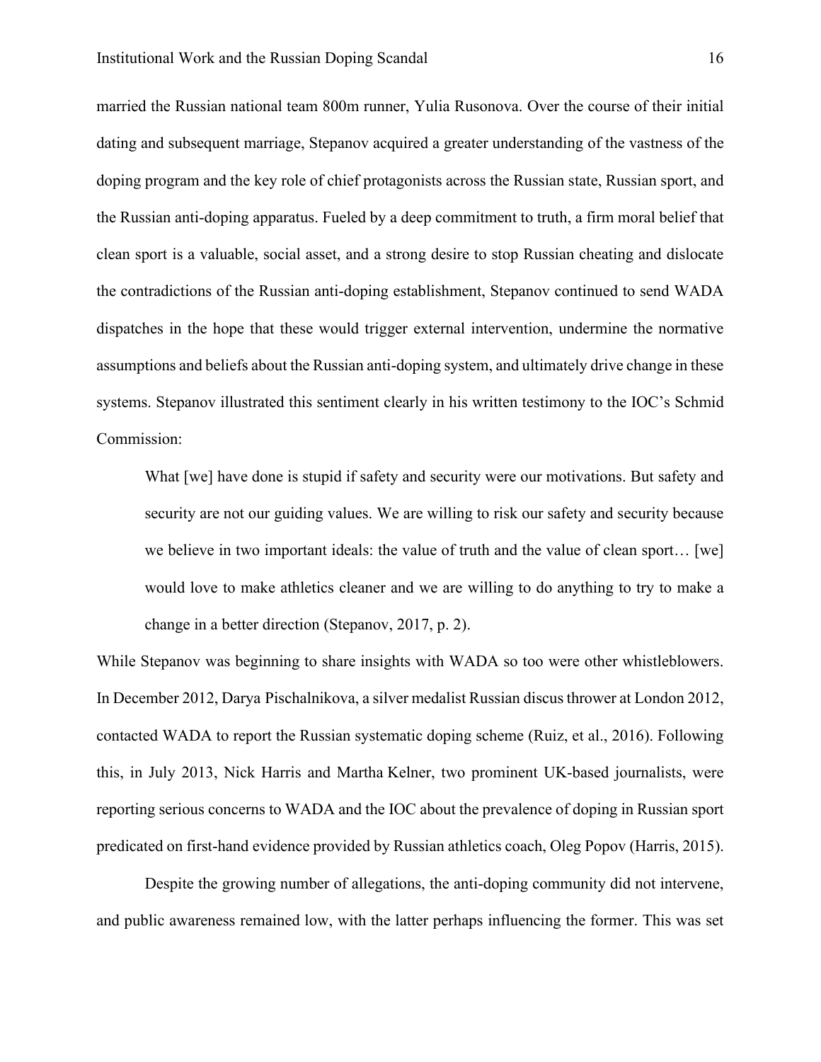married the Russian national team 800m runner, Yulia Rusonova. Over the course of their initial dating and subsequent marriage, Stepanov acquired a greater understanding of the vastness of the doping program and the key role of chief protagonists across the Russian state, Russian sport, and the Russian anti-doping apparatus. Fueled by a deep commitment to truth, a firm moral belief that clean sport is a valuable, social asset, and a strong desire to stop Russian cheating and dislocate the contradictions of the Russian anti-doping establishment, Stepanov continued to send WADA dispatches in the hope that these would trigger external intervention, undermine the normative assumptions and beliefs about the Russian anti-doping system, and ultimately drive change in these systems. Stepanov illustrated this sentiment clearly in his written testimony to the IOC's Schmid Commission:

> What [we] have done is stupid if safety and security were our motivations. But safety and security are not our guiding values. We are willing to risk our safety and security because we believe in two important ideals: the value of truth and the value of clean sport… [we] would love to make athletics cleaner and we are willing to do anything to try to make a change in a better direction (Stepanov, 2017, p. 2).

While Stepanov was beginning to share insights with WADA so too were other whistleblowers. In December 2012, Darya Pischalnikova, a silver medalist Russian discus thrower at London 2012, contacted WADA to report the Russian systematic doping scheme (Ruiz, et al., 2016). Following this, in July 2013, Nick Harris and Martha Kelner, two prominent UK-based journalists, were reporting serious concerns to WADA and the IOC about the prevalence of doping in Russian sport predicated on first-hand evidence provided by Russian athletics coach, Oleg Popov (Harris, 2015).

Despite the growing number of allegations, the anti-doping community did not intervene, and public awareness remained low, with the latter perhaps influencing the former. This was set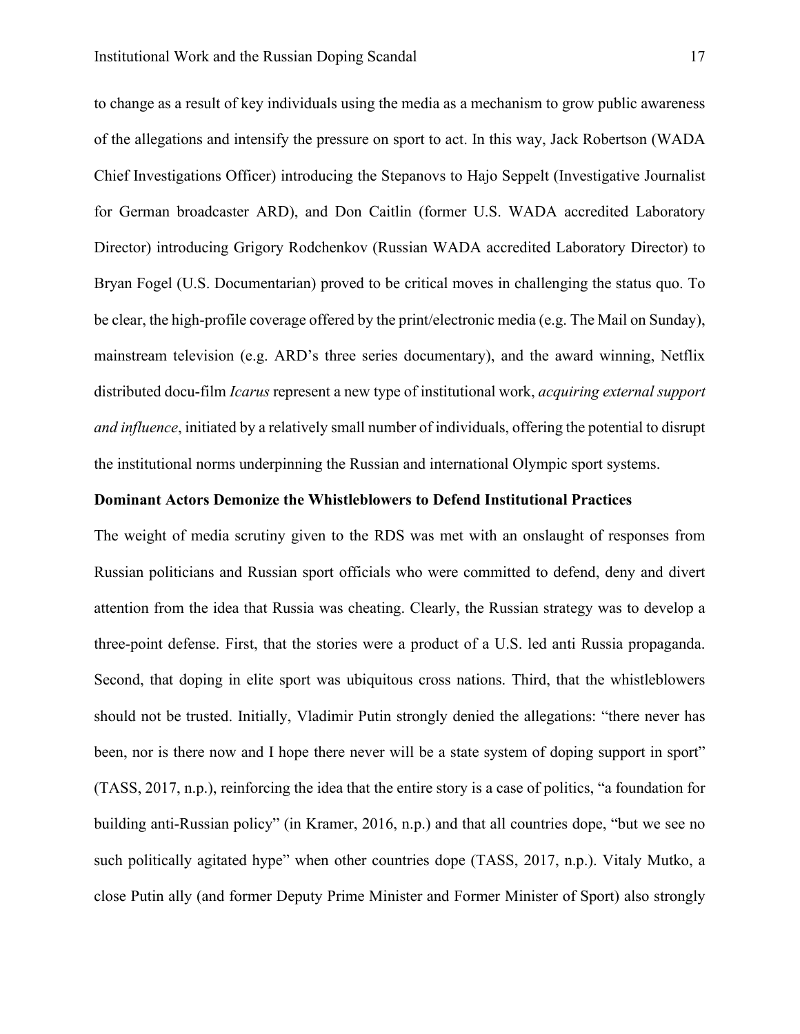to change as a result of key individuals using the media as a mechanism to grow public awareness of the allegations and intensify the pressure on sport to act. In this way, Jack Robertson (WADA Chief Investigations Officer) introducing the Stepanovs to Hajo Seppelt (Investigative Journalist for German broadcaster ARD), and Don Caitlin (former U.S. WADA accredited Laboratory Director) introducing Grigory Rodchenkov (Russian WADA accredited Laboratory Director) to Bryan Fogel (U.S. Documentarian) proved to be critical moves in challenging the status quo. To be clear, the high-profile coverage offered by the print/electronic media (e.g. The Mail on Sunday), mainstream television (e.g. ARD's three series documentary), and the award winning, Netflix distributed docu-film *Icarus* represent a new type of institutional work, *acquiring external support and influence*, initiated by a relatively small number of individuals, offering the potential to disrupt the institutional norms underpinning the Russian and international Olympic sport systems.

**Dominant Actors Demonize the Whistleblowers to Defend Institutional Practices**

The weight of media scrutiny given to the RDS was met with an onslaught of responses from Russian politicians and Russian sport officials who were committed to defend, deny and divert attention from the idea that Russia was cheating. Clearly, the Russian strategy was to develop a three-point defense. First, that the stories were a product of a U.S. led anti Russia propaganda. Second, that doping in elite sport was ubiquitous cross nations. Third, that the whistleblowers should not be trusted. Initially, Vladimir Putin strongly denied the allegations: "there never has been, nor is there now and I hope there never will be a state system of doping support in sport" (TASS, 2017, n.p.), reinforcing the idea that the entire story is a case of politics, "a foundation for building anti-Russian policy" (in Kramer, 2016, n.p.) and that all countries dope, "but we see no such politically agitated hype" when other countries dope (TASS, 2017, n.p.). Vitaly Mutko, a close Putin ally (and former Deputy Prime Minister and Former Minister of Sport) also strongly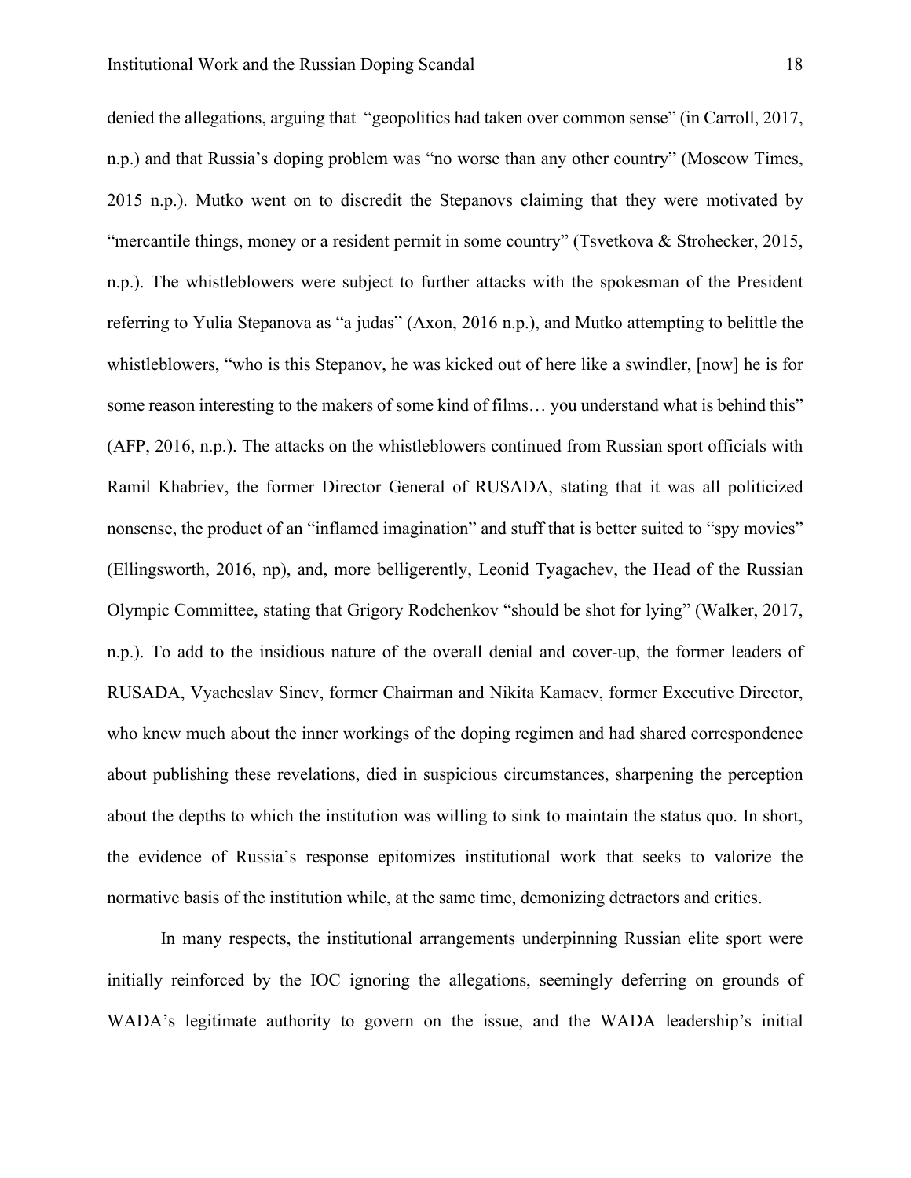denied the allegations, arguing that "geopolitics had taken over common sense" (in Carroll, 2017, n.p.) and that Russia's doping problem was "no worse than any other country" (Moscow Times, 2015 n.p.). Mutko went on to discredit the Stepanovs claiming that they were motivated by "mercantile things, money or a resident permit in some country" (Tsvetkova & Strohecker, 2015, n.p.). The whistleblowers were subject to further attacks with the spokesman of the President referring to Yulia Stepanova as "a judas" (Axon, 2016 n.p.), and Mutko attempting to belittle the whistleblowers, "who is this Stepanov, he was kicked out of here like a swindler, [now] he is for some reason interesting to the makers of some kind of films… you understand what is behind this" (AFP, 2016, n.p.). The attacks on the whistleblowers continued from Russian sport officials with Ramil Khabriev, the former Director General of RUSADA, stating that it was all politicized nonsense, the product of an "inflamed imagination" and stuff that is better suited to "spy movies" (Ellingsworth, 2016, np), and, more belligerently, Leonid Tyagachev, the Head of the Russian Olympic Committee, stating that Grigory Rodchenkov "should be shot for lying" (Walker, 2017, n.p.). To add to the insidious nature of the overall denial and cover-up, the former leaders of RUSADA, Vyacheslav Sinev, former Chairman and Nikita Kamaev, former Executive Director, who knew much about the inner workings of the doping regimen and had shared correspondence about publishing these revelations, died in suspicious circumstances, sharpening the perception about the depths to which the institution was willing to sink to maintain the status quo. In short, the evidence of Russia's response epitomizes institutional work that seeks to valorize the normative basis of the institution while, at the same time, demonizing detractors and critics.

In many respects, the institutional arrangements underpinning Russian elite sport were initially reinforced by the IOC ignoring the allegations, seemingly deferring on grounds of WADA's legitimate authority to govern on the issue, and the WADA leadership's initial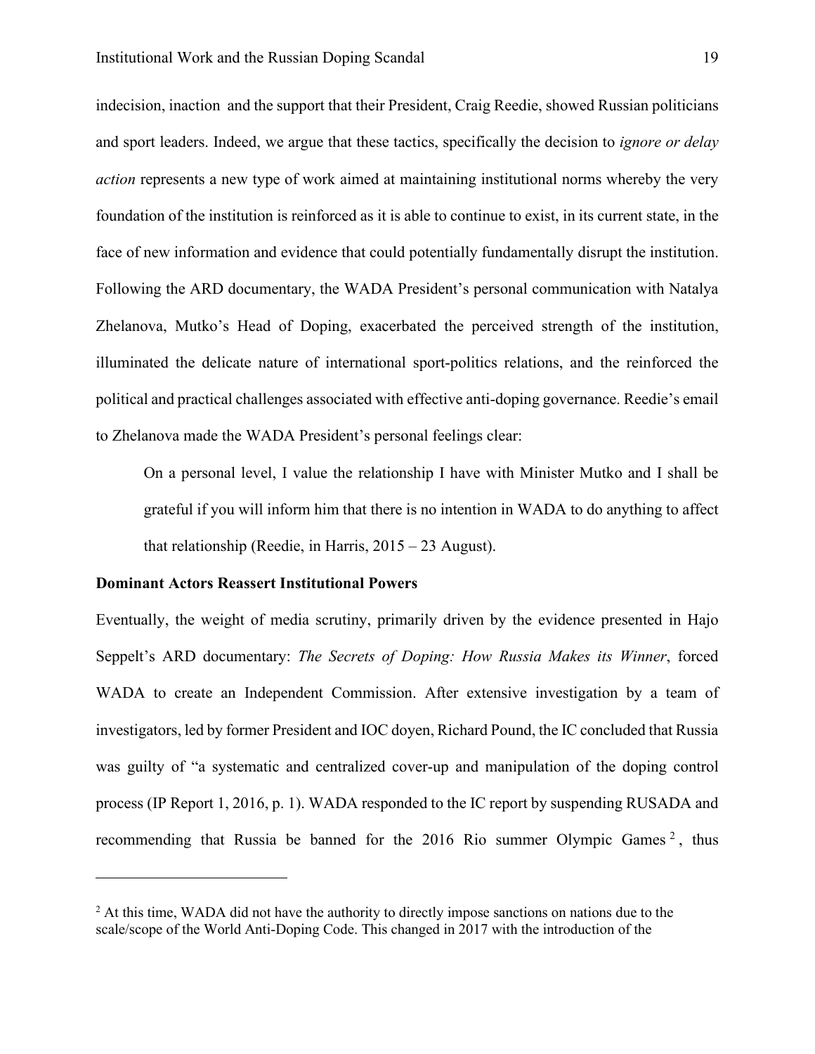indecision, inaction and the support that their President, Craig Reedie, showed Russian politicians and sport leaders. Indeed, we argue that these tactics, specifically the decision to *ignore or delay action* represents a new type of work aimed at maintaining institutional norms whereby the very foundation of the institution is reinforced as it is able to continue to exist, in its current state, in the face of new information and evidence that could potentially fundamentally disrupt the institution. Following the ARD documentary, the WADA President's personal communication with Natalya Zhelanova, Mutko's Head of Doping, exacerbated the perceived strength of the institution, illuminated the delicate nature of international sport-politics relations, and the reinforced the political and practical challenges associated with effective anti-doping governance. Reedie's email to Zhelanova made the WADA President's personal feelings clear:

> On a personal level, I value the relationship I have with Minister Mutko and I shall be grateful if you will inform him that there is no intention in WADA to do anything to affect that relationship (Reedie, in Harris, 2015 – 23 August).

**Dominant Actors Reassert Institutional Powers**

Eventually, the weight of media scrutiny, primarily driven by the evidence presented in Hajo Seppelt's ARD documentary: *The Secrets of Doping: How Russia Makes its Winner*, forced WADA to create an Independent Commission. After extensive investigation by a team of investigators, led by former President and IOC doyen, Richard Pound, the IC concluded that Russia was guilty of "a systematic and centralized cover-up and manipulation of the doping control process (IP Report 1, 2016, p. 1). WADA responded to the IC report by suspending RUSADA and recommending that Russia be banned for the 2016 Rio summer Olympic Games [2], thus

[2] At this time, WADA did not have the authority to directly impose sanctions on nations due to the scale/scope of the World Anti-Doping Code. This changed in 2017 with the introduction of the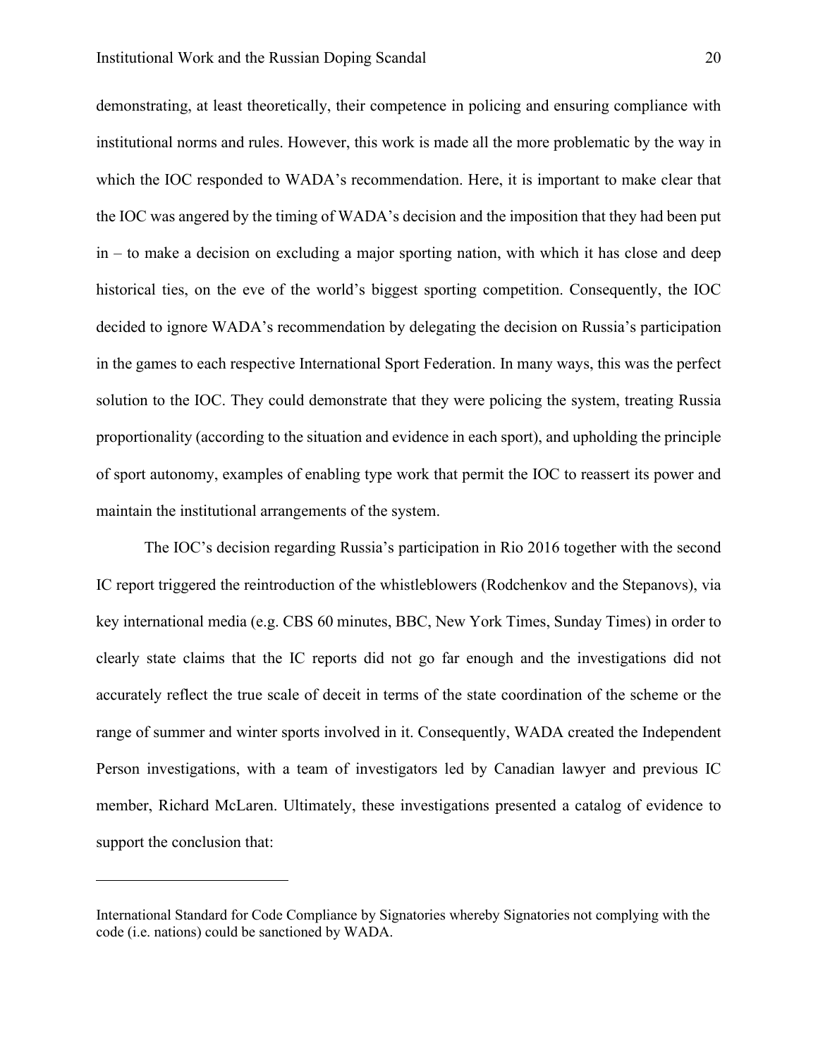demonstrating, at least theoretically, their competence in policing and ensuring compliance with institutional norms and rules. However, this work is made all the more problematic by the way in which the IOC responded to WADA's recommendation. Here, it is important to make clear that the IOC was angered by the timing of WADA's decision and the imposition that they had been put in – to make a decision on excluding a major sporting nation, with which it has close and deep historical ties, on the eve of the world's biggest sporting competition. Consequently, the IOC decided to ignore WADA's recommendation by delegating the decision on Russia's participation in the games to each respective International Sport Federation. In many ways, this was the perfect solution to the IOC. They could demonstrate that they were policing the system, treating Russia proportionality (according to the situation and evidence in each sport), and upholding the principle of sport autonomy, examples of enabling type work that permit the IOC to reassert its power and maintain the institutional arrangements of the system.

The IOC's decision regarding Russia's participation in Rio 2016 together with the second IC report triggered the reintroduction of the whistleblowers (Rodchenkov and the Stepanovs), via key international media (e.g. CBS 60 minutes, BBC, New York Times, Sunday Times) in order to clearly state claims that the IC reports did not go far enough and the investigations did not accurately reflect the true scale of deceit in terms of the state coordination of the scheme or the range of summer and winter sports involved in it. Consequently, WADA created the Independent Person investigations, with a team of investigators led by Canadian lawyer and previous IC member, Richard McLaren. Ultimately, these investigations presented a catalog of evidence to support the conclusion that:

---

International Standard for Code Compliance by Signatories whereby Signatories not complying with the code (i.e. nations) could be sanctioned by WADA.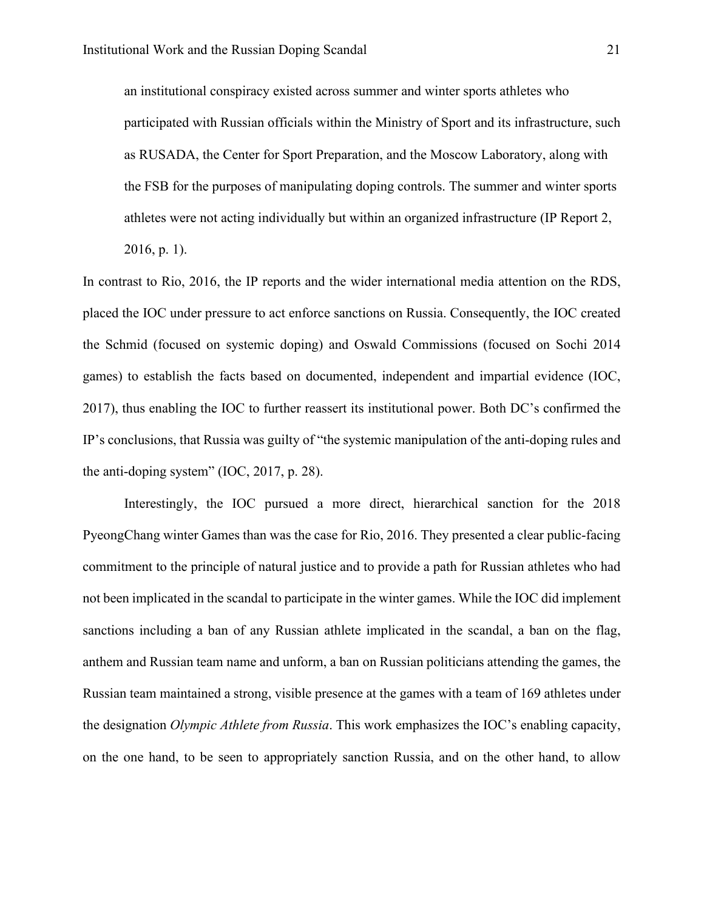> an institutional conspiracy existed across summer and winter sports athletes who participated with Russian officials within the Ministry of Sport and its infrastructure, such as RUSADA, the Center for Sport Preparation, and the Moscow Laboratory, along with the FSB for the purposes of manipulating doping controls. The summer and winter sports athletes were not acting individually but within an organized infrastructure (IP Report 2, 2016, p. 1).

In contrast to Rio, 2016, the IP reports and the wider international media attention on the RDS, placed the IOC under pressure to act enforce sanctions on Russia. Consequently, the IOC created the Schmid (focused on systemic doping) and Oswald Commissions (focused on Sochi 2014 games) to establish the facts based on documented, independent and impartial evidence (IOC, 2017), thus enabling the IOC to further reassert its institutional power. Both DC's confirmed the IP's conclusions, that Russia was guilty of "the systemic manipulation of the anti-doping rules and the anti-doping system" (IOC, 2017, p. 28).

Interestingly, the IOC pursued a more direct, hierarchical sanction for the 2018 PyeongChang winter Games than was the case for Rio, 2016. They presented a clear public-facing commitment to the principle of natural justice and to provide a path for Russian athletes who had not been implicated in the scandal to participate in the winter games. While the IOC did implement sanctions including a ban of any Russian athlete implicated in the scandal, a ban on the flag, anthem and Russian team name and unform, a ban on Russian politicians attending the games, the Russian team maintained a strong, visible presence at the games with a team of 169 athletes under the designation *Olympic Athlete from Russia*. This work emphasizes the IOC's enabling capacity, on the one hand, to be seen to appropriately sanction Russia, and on the other hand, to allow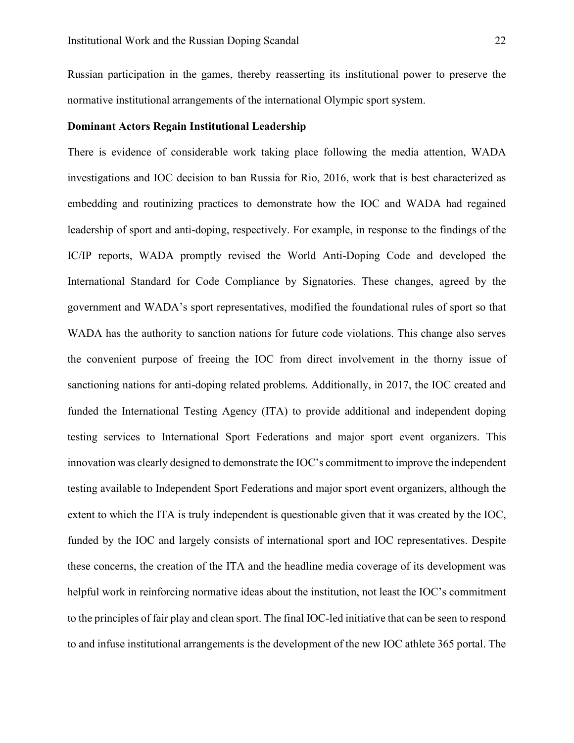Russian participation in the games, thereby reasserting its institutional power to preserve the normative institutional arrangements of the international Olympic sport system.

**Dominant Actors Regain Institutional Leadership**

There is evidence of considerable work taking place following the media attention, WADA investigations and IOC decision to ban Russia for Rio, 2016, work that is best characterized as embedding and routinizing practices to demonstrate how the IOC and WADA had regained leadership of sport and anti-doping, respectively. For example, in response to the findings of the IC/IP reports, WADA promptly revised the World Anti-Doping Code and developed the International Standard for Code Compliance by Signatories. These changes, agreed by the government and WADA's sport representatives, modified the foundational rules of sport so that WADA has the authority to sanction nations for future code violations. This change also serves the convenient purpose of freeing the IOC from direct involvement in the thorny issue of sanctioning nations for anti-doping related problems. Additionally, in 2017, the IOC created and funded the International Testing Agency (ITA) to provide additional and independent doping testing services to International Sport Federations and major sport event organizers. This innovation was clearly designed to demonstrate the IOC's commitment to improve the independent testing available to Independent Sport Federations and major sport event organizers, although the extent to which the ITA is truly independent is questionable given that it was created by the IOC, funded by the IOC and largely consists of international sport and IOC representatives. Despite these concerns, the creation of the ITA and the headline media coverage of its development was helpful work in reinforcing normative ideas about the institution, not least the IOC's commitment to the principles of fair play and clean sport. The final IOC-led initiative that can be seen to respond to and infuse institutional arrangements is the development of the new IOC athlete 365 portal. The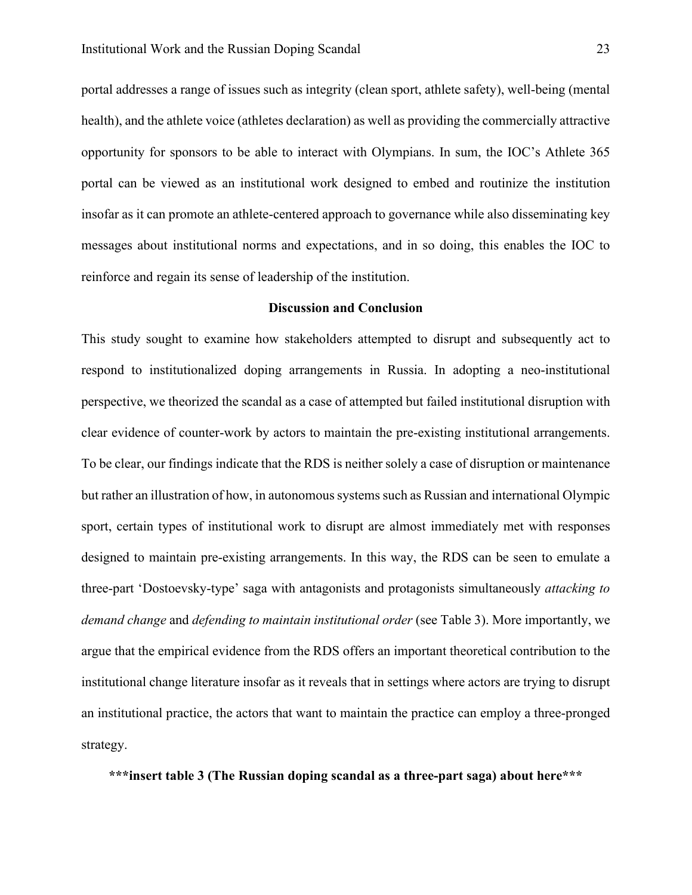portal addresses a range of issues such as integrity (clean sport, athlete safety), well-being (mental health), and the athlete voice (athletes declaration) as well as providing the commercially attractive opportunity for sponsors to be able to interact with Olympians. In sum, the IOC's Athlete 365 portal can be viewed as an institutional work designed to embed and routinize the institution insofar as it can promote an athlete-centered approach to governance while also disseminating key messages about institutional norms and expectations, and in so doing, this enables the IOC to reinforce and regain its sense of leadership of the institution.

## Discussion and Conclusion

This study sought to examine how stakeholders attempted to disrupt and subsequently act to respond to institutionalized doping arrangements in Russia. In adopting a neo-institutional perspective, we theorized the scandal as a case of attempted but failed institutional disruption with clear evidence of counter-work by actors to maintain the pre-existing institutional arrangements. To be clear, our findings indicate that the RDS is neither solely a case of disruption or maintenance but rather an illustration of how, in autonomous systems such as Russian and international Olympic sport, certain types of institutional work to disrupt are almost immediately met with responses designed to maintain pre-existing arrangements. In this way, the RDS can be seen to emulate a three-part 'Dostoevsky-type' saga with antagonists and protagonists simultaneously *attacking to demand change* and *defending to maintain institutional order* (see Table 3). More importantly, we argue that the empirical evidence from the RDS offers an important theoretical contribution to the institutional change literature insofar as it reveals that in settings where actors are trying to disrupt an institutional practice, the actors that want to maintain the practice can employ a three-pronged strategy.

**\*\*\*insert table 3 (The Russian doping scandal as a three-part saga) about here\*\*\***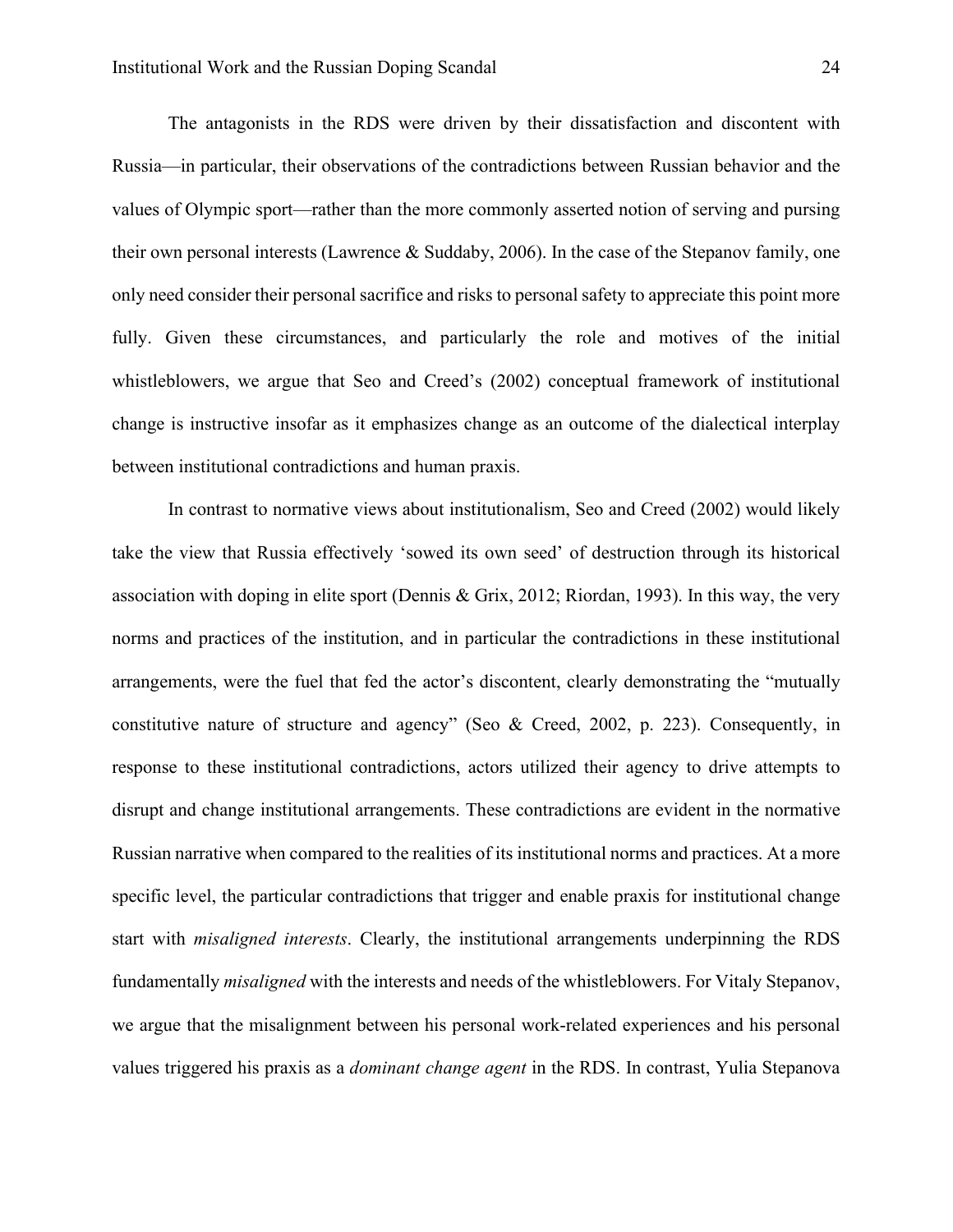The antagonists in the RDS were driven by their dissatisfaction and discontent with Russia—in particular, their observations of the contradictions between Russian behavior and the values of Olympic sport—rather than the more commonly asserted notion of serving and pursing their own personal interests (Lawrence & Suddaby, 2006). In the case of the Stepanov family, one only need consider their personal sacrifice and risks to personal safety to appreciate this point more fully. Given these circumstances, and particularly the role and motives of the initial whistleblowers, we argue that Seo and Creed's (2002) conceptual framework of institutional change is instructive insofar as it emphasizes change as an outcome of the dialectical interplay between institutional contradictions and human praxis.

In contrast to normative views about institutionalism, Seo and Creed (2002) would likely take the view that Russia effectively 'sowed its own seed' of destruction through its historical association with doping in elite sport (Dennis & Grix, 2012; Riordan, 1993). In this way, the very norms and practices of the institution, and in particular the contradictions in these institutional arrangements, were the fuel that fed the actor's discontent, clearly demonstrating the "mutually constitutive nature of structure and agency" (Seo & Creed, 2002, p. 223). Consequently, in response to these institutional contradictions, actors utilized their agency to drive attempts to disrupt and change institutional arrangements. These contradictions are evident in the normative Russian narrative when compared to the realities of its institutional norms and practices. At a more specific level, the particular contradictions that trigger and enable praxis for institutional change start with *misaligned interests*. Clearly, the institutional arrangements underpinning the RDS fundamentally *misaligned* with the interests and needs of the whistleblowers. For Vitaly Stepanov, we argue that the misalignment between his personal work-related experiences and his personal values triggered his praxis as a *dominant change agent* in the RDS. In contrast, Yulia Stepanova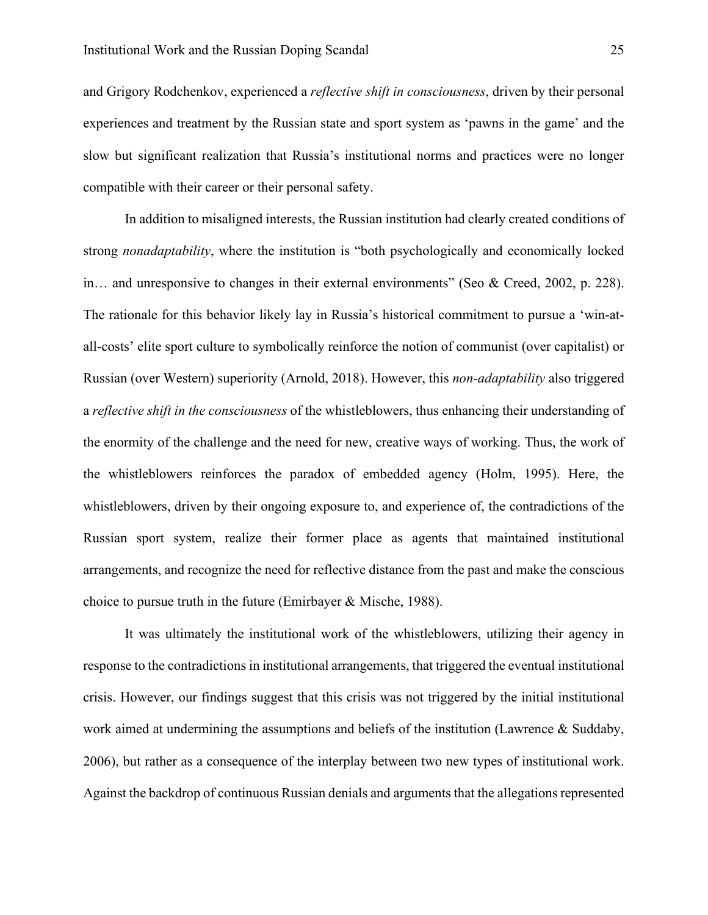and Grigory Rodchenkov, experienced a *reflective shift in consciousness*, driven by their personal experiences and treatment by the Russian state and sport system as 'pawns in the game' and the slow but significant realization that Russia's institutional norms and practices were no longer compatible with their career or their personal safety.

In addition to misaligned interests, the Russian institution had clearly created conditions of strong *nonadaptability*, where the institution is "both psychologically and economically locked in… and unresponsive to changes in their external environments" (Seo & Creed, 2002, p. 228). The rationale for this behavior likely lay in Russia's historical commitment to pursue a 'win-at-all-costs' elite sport culture to symbolically reinforce the notion of communist (over capitalist) or Russian (over Western) superiority (Arnold, 2018). However, this *non-adaptability* also triggered a *reflective shift in the consciousness* of the whistleblowers, thus enhancing their understanding of the enormity of the challenge and the need for new, creative ways of working. Thus, the work of the whistleblowers reinforces the paradox of embedded agency (Holm, 1995). Here, the whistleblowers, driven by their ongoing exposure to, and experience of, the contradictions of the Russian sport system, realize their former place as agents that maintained institutional arrangements, and recognize the need for reflective distance from the past and make the conscious choice to pursue truth in the future (Emirbayer & Mische, 1988).

It was ultimately the institutional work of the whistleblowers, utilizing their agency in response to the contradictions in institutional arrangements, that triggered the eventual institutional crisis. However, our findings suggest that this crisis was not triggered by the initial institutional work aimed at undermining the assumptions and beliefs of the institution (Lawrence & Suddaby, 2006), but rather as a consequence of the interplay between two new types of institutional work. Against the backdrop of continuous Russian denials and arguments that the allegations represented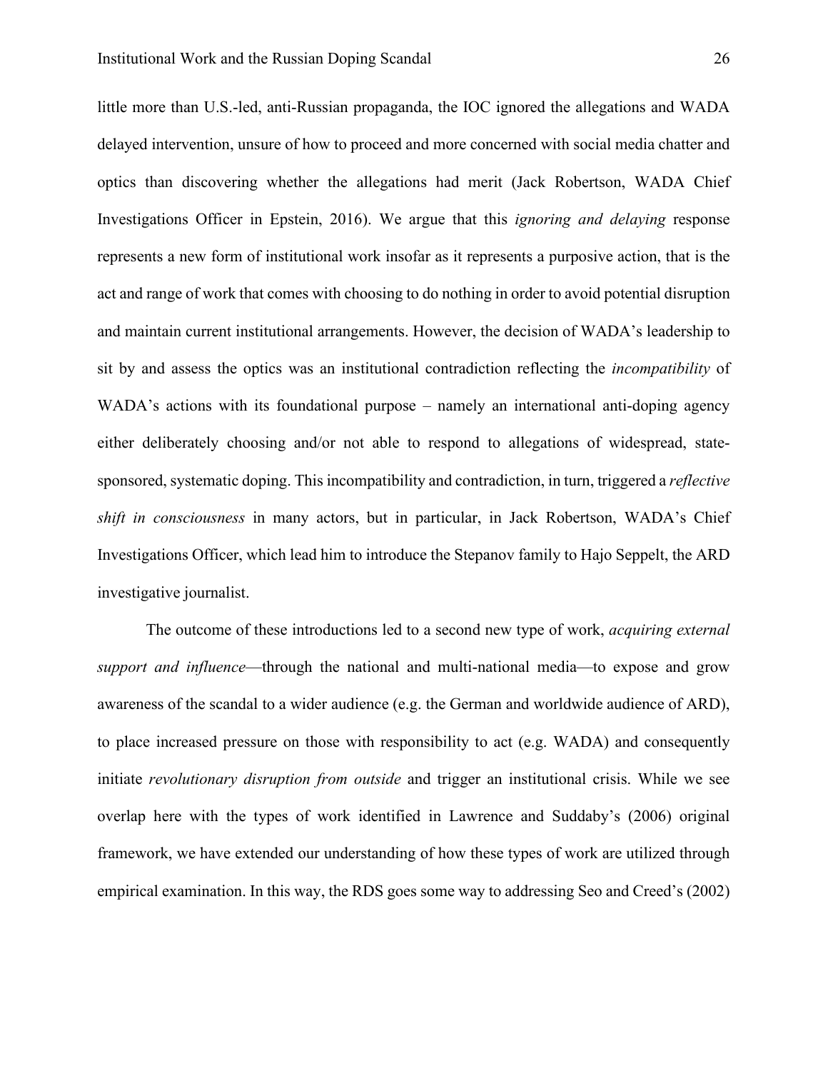little more than U.S.-led, anti-Russian propaganda, the IOC ignored the allegations and WADA delayed intervention, unsure of how to proceed and more concerned with social media chatter and optics than discovering whether the allegations had merit (Jack Robertson, WADA Chief Investigations Officer in Epstein, 2016). We argue that this *ignoring and delaying* response represents a new form of institutional work insofar as it represents a purposive action, that is the act and range of work that comes with choosing to do nothing in order to avoid potential disruption and maintain current institutional arrangements. However, the decision of WADA's leadership to sit by and assess the optics was an institutional contradiction reflecting the *incompatibility* of WADA's actions with its foundational purpose – namely an international anti-doping agency either deliberately choosing and/or not able to respond to allegations of widespread, state-sponsored, systematic doping. This incompatibility and contradiction, in turn, triggered a *reflective shift in consciousness* in many actors, but in particular, in Jack Robertson, WADA's Chief Investigations Officer, which lead him to introduce the Stepanov family to Hajo Seppelt, the ARD investigative journalist.

The outcome of these introductions led to a second new type of work, *acquiring external support and influence*—through the national and multi-national media—to expose and grow awareness of the scandal to a wider audience (e.g. the German and worldwide audience of ARD), to place increased pressure on those with responsibility to act (e.g. WADA) and consequently initiate *revolutionary disruption from outside* and trigger an institutional crisis. While we see overlap here with the types of work identified in Lawrence and Suddaby's (2006) original framework, we have extended our understanding of how these types of work are utilized through empirical examination. In this way, the RDS goes some way to addressing Seo and Creed's (2002)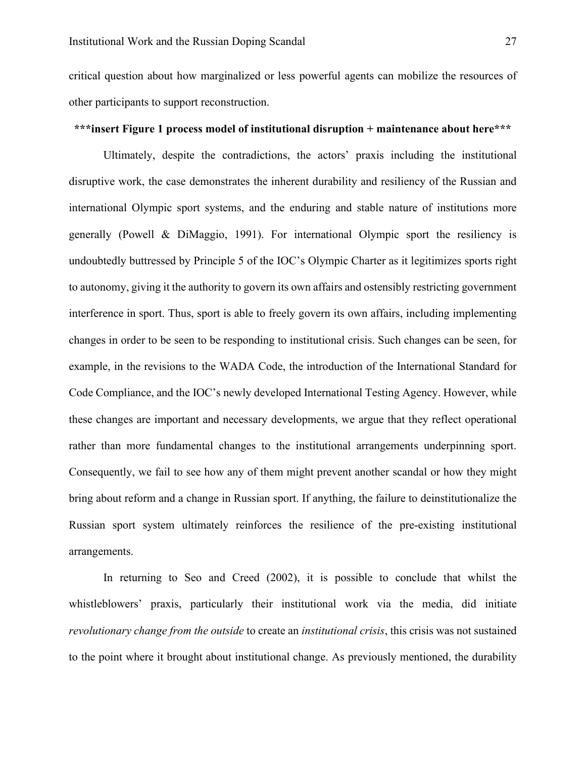critical question about how marginalized or less powerful agents can mobilize the resources of other participants to support reconstruction.

**\*\*\*insert Figure 1 process model of institutional disruption + maintenance about here\*\*\***

Ultimately, despite the contradictions, the actors' praxis including the institutional disruptive work, the case demonstrates the inherent durability and resiliency of the Russian and international Olympic sport systems, and the enduring and stable nature of institutions more generally (Powell & DiMaggio, 1991). For international Olympic sport the resiliency is undoubtedly buttressed by Principle 5 of the IOC's Olympic Charter as it legitimizes sports right to autonomy, giving it the authority to govern its own affairs and ostensibly restricting government interference in sport. Thus, sport is able to freely govern its own affairs, including implementing changes in order to be seen to be responding to institutional crisis. Such changes can be seen, for example, in the revisions to the WADA Code, the introduction of the International Standard for Code Compliance, and the IOC's newly developed International Testing Agency. However, while these changes are important and necessary developments, we argue that they reflect operational rather than more fundamental changes to the institutional arrangements underpinning sport. Consequently, we fail to see how any of them might prevent another scandal or how they might bring about reform and a change in Russian sport. If anything, the failure to deinstitutionalize the Russian sport system ultimately reinforces the resilience of the pre-existing institutional arrangements.

In returning to Seo and Creed (2002), it is possible to conclude that whilst the whistleblowers' praxis, particularly their institutional work via the media, did initiate *revolutionary change from the outside* to create an *institutional crisis*, this crisis was not sustained to the point where it brought about institutional change. As previously mentioned, the durability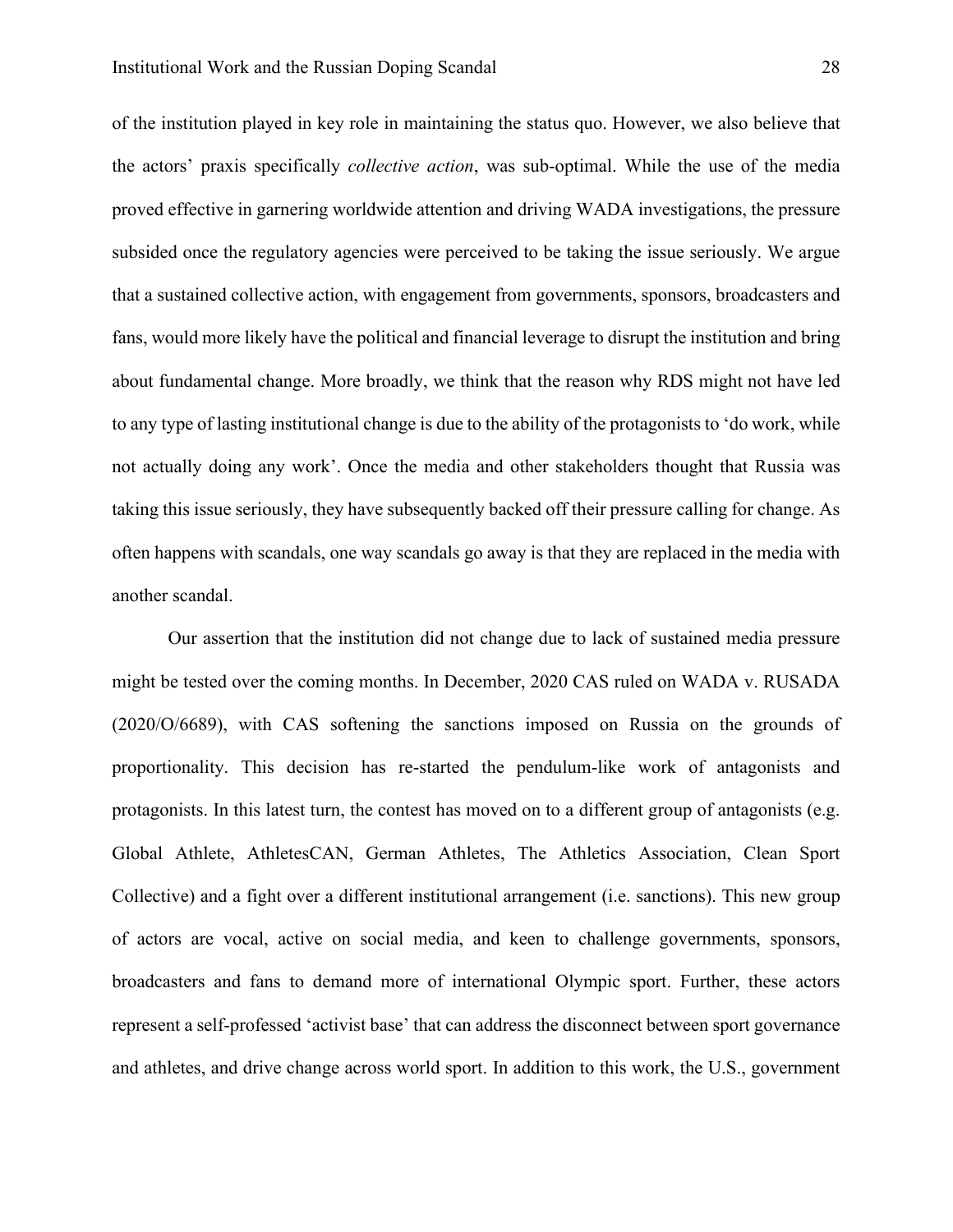of the institution played in key role in maintaining the status quo. However, we also believe that the actors' praxis specifically *collective action*, was sub-optimal. While the use of the media proved effective in garnering worldwide attention and driving WADA investigations, the pressure subsided once the regulatory agencies were perceived to be taking the issue seriously. We argue that a sustained collective action, with engagement from governments, sponsors, broadcasters and fans, would more likely have the political and financial leverage to disrupt the institution and bring about fundamental change. More broadly, we think that the reason why RDS might not have led to any type of lasting institutional change is due to the ability of the protagonists to 'do work, while not actually doing any work'. Once the media and other stakeholders thought that Russia was taking this issue seriously, they have subsequently backed off their pressure calling for change. As often happens with scandals, one way scandals go away is that they are replaced in the media with another scandal.

Our assertion that the institution did not change due to lack of sustained media pressure might be tested over the coming months. In December, 2020 CAS ruled on WADA v. RUSADA (2020/O/6689), with CAS softening the sanctions imposed on Russia on the grounds of proportionality. This decision has re-started the pendulum-like work of antagonists and protagonists. In this latest turn, the contest has moved on to a different group of antagonists (e.g. Global Athlete, AthletesCAN, German Athletes, The Athletics Association, Clean Sport Collective) and a fight over a different institutional arrangement (i.e. sanctions). This new group of actors are vocal, active on social media, and keen to challenge governments, sponsors, broadcasters and fans to demand more of international Olympic sport. Further, these actors represent a self-professed 'activist base' that can address the disconnect between sport governance and athletes, and drive change across world sport. In addition to this work, the U.S., government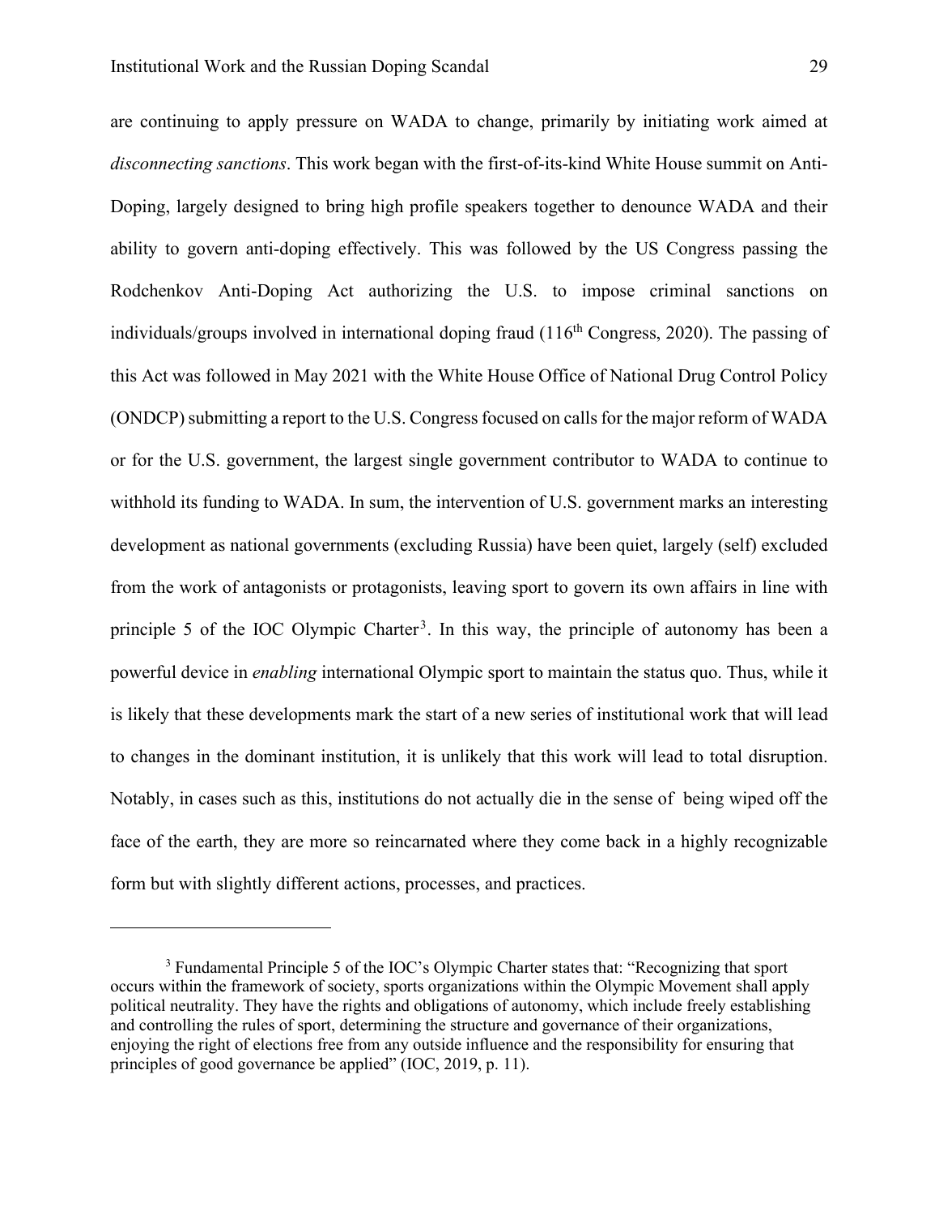are continuing to apply pressure on WADA to change, primarily by initiating work aimed at *disconnecting sanctions*. This work began with the first-of-its-kind White House summit on Anti-Doping, largely designed to bring high profile speakers together to denounce WADA and their ability to govern anti-doping effectively. This was followed by the US Congress passing the Rodchenkov Anti-Doping Act authorizing the U.S. to impose criminal sanctions on individuals/groups involved in international doping fraud (116th Congress, 2020). The passing of this Act was followed in May 2021 with the White House Office of National Drug Control Policy (ONDCP) submitting a report to the U.S. Congress focused on calls for the major reform of WADA or for the U.S. government, the largest single government contributor to WADA to continue to withhold its funding to WADA. In sum, the intervention of U.S. government marks an interesting development as national governments (excluding Russia) have been quiet, largely (self) excluded from the work of antagonists or protagonists, leaving sport to govern its own affairs in line with principle 5 of the IOC Olympic Charter[3]. In this way, the principle of autonomy has been a powerful device in *enabling* international Olympic sport to maintain the status quo. Thus, while it is likely that these developments mark the start of a new series of institutional work that will lead to changes in the dominant institution, it is unlikely that this work will lead to total disruption. Notably, in cases such as this, institutions do not actually die in the sense of being wiped off the face of the earth, they are more so reincarnated where they come back in a highly recognizable form but with slightly different actions, processes, and practices.

---

[3] Fundamental Principle 5 of the IOC's Olympic Charter states that: "Recognizing that sport occurs within the framework of society, sports organizations within the Olympic Movement shall apply political neutrality. They have the rights and obligations of autonomy, which include freely establishing and controlling the rules of sport, determining the structure and governance of their organizations, enjoying the right of elections free from any outside influence and the responsibility for ensuring that principles of good governance be applied" (IOC, 2019, p. 11).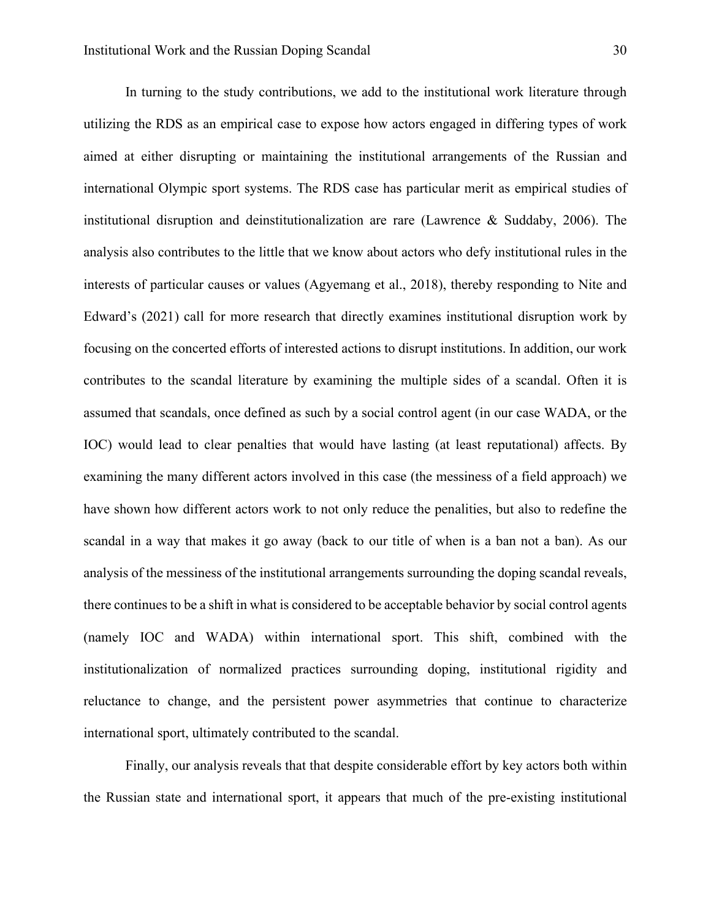In turning to the study contributions, we add to the institutional work literature through utilizing the RDS as an empirical case to expose how actors engaged in differing types of work aimed at either disrupting or maintaining the institutional arrangements of the Russian and international Olympic sport systems. The RDS case has particular merit as empirical studies of institutional disruption and deinstitutionalization are rare (Lawrence & Suddaby, 2006). The analysis also contributes to the little that we know about actors who defy institutional rules in the interests of particular causes or values (Agyemang et al., 2018), thereby responding to Nite and Edward's (2021) call for more research that directly examines institutional disruption work by focusing on the concerted efforts of interested actions to disrupt institutions. In addition, our work contributes to the scandal literature by examining the multiple sides of a scandal. Often it is assumed that scandals, once defined as such by a social control agent (in our case WADA, or the IOC) would lead to clear penalties that would have lasting (at least reputational) affects. By examining the many different actors involved in this case (the messiness of a field approach) we have shown how different actors work to not only reduce the penalities, but also to redefine the scandal in a way that makes it go away (back to our title of when is a ban not a ban). As our analysis of the messiness of the institutional arrangements surrounding the doping scandal reveals, there continues to be a shift in what is considered to be acceptable behavior by social control agents (namely IOC and WADA) within international sport. This shift, combined with the institutionalization of normalized practices surrounding doping, institutional rigidity and reluctance to change, and the persistent power asymmetries that continue to characterize international sport, ultimately contributed to the scandal.

Finally, our analysis reveals that that despite considerable effort by key actors both within the Russian state and international sport, it appears that much of the pre-existing institutional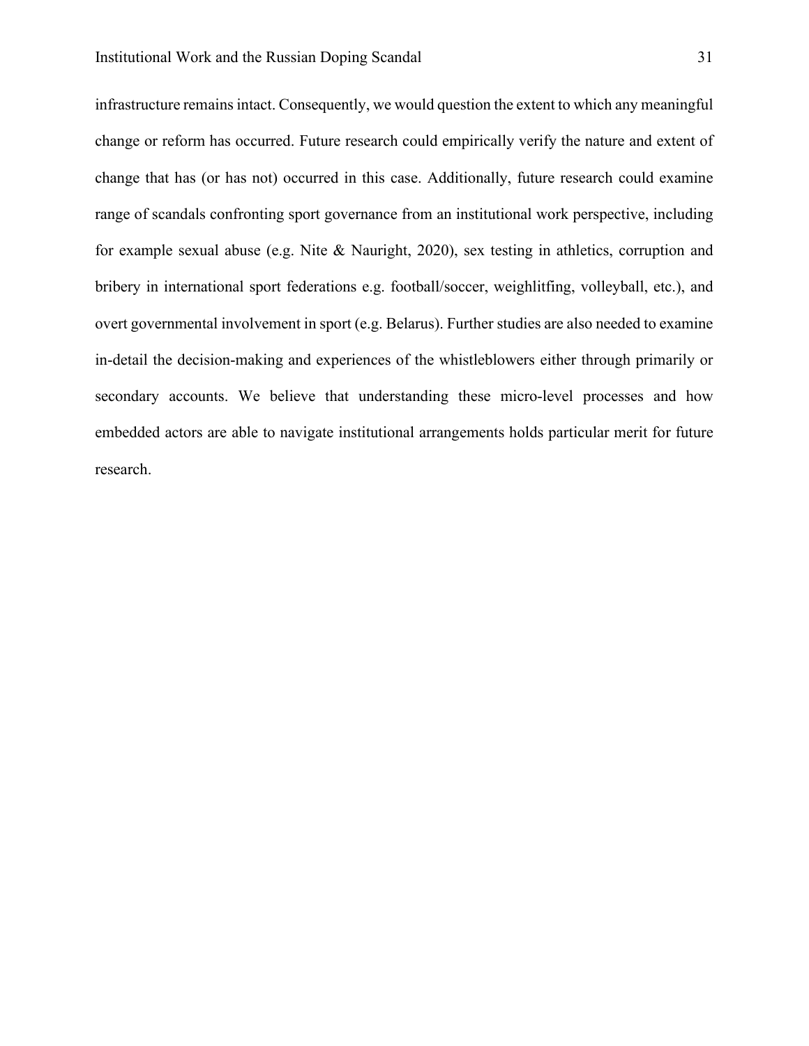infrastructure remains intact. Consequently, we would question the extent to which any meaningful change or reform has occurred. Future research could empirically verify the nature and extent of change that has (or has not) occurred in this case. Additionally, future research could examine range of scandals confronting sport governance from an institutional work perspective, including for example sexual abuse (e.g. Nite & Nauright, 2020), sex testing in athletics, corruption and bribery in international sport federations e.g. football/soccer, weighlitfing, volleyball, etc.), and overt governmental involvement in sport (e.g. Belarus). Further studies are also needed to examine in-detail the decision-making and experiences of the whistleblowers either through primarily or secondary accounts. We believe that understanding these micro-level processes and how embedded actors are able to navigate institutional arrangements holds particular merit for future research.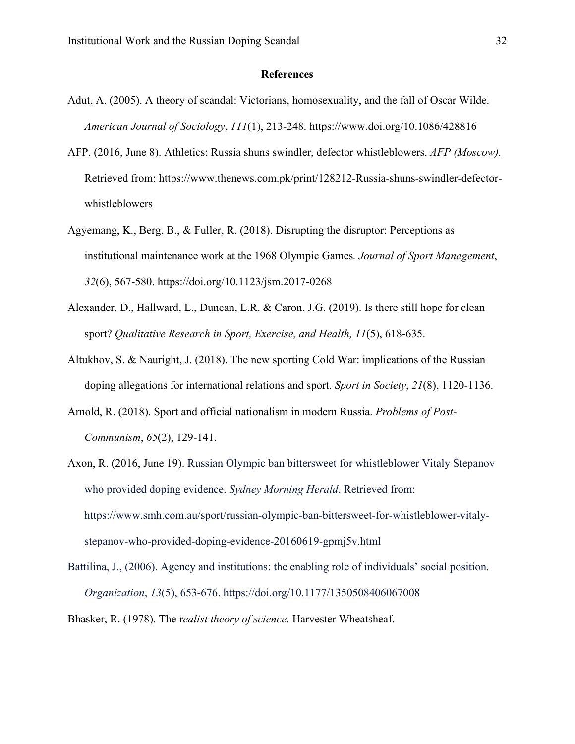## References

Adut, A. (2005). A theory of scandal: Victorians, homosexuality, and the fall of Oscar Wilde. *American Journal of Sociology*, *111*(1), 213-248. https://www.doi.org/10.1086/428816

AFP. (2016, June 8). Athletics: Russia shuns swindler, defector whistleblowers. *AFP (Moscow).* Retrieved from: https://www.thenews.com.pk/print/128212-Russia-shuns-swindler-defector-whistleblowers

Agyemang, K., Berg, B., & Fuller, R. (2018). Disrupting the disruptor: Perceptions as institutional maintenance work at the 1968 Olympic Games*. Journal of Sport Management*, *32*(6), 567-580. https://doi.org/10.1123/jsm.2017-0268

Alexander, D., Hallward, L., Duncan, L.R. & Caron, J.G. (2019). Is there still hope for clean sport? *Qualitative Research in Sport, Exercise, and Health, 11*(5), 618-635.

Altukhov, S. & Nauright, J. (2018). The new sporting Cold War: implications of the Russian doping allegations for international relations and sport. *Sport in Society*, *21*(8), 1120-1136.

Arnold, R. (2018). Sport and official nationalism in modern Russia. *Problems of Post-Communism*, *65*(2), 129-141.

Axon, R. (2016, June 19). Russian Olympic ban bittersweet for whistleblower Vitaly Stepanov who provided doping evidence. *Sydney Morning Herald*. Retrieved from: https://www.smh.com.au/sport/russian-olympic-ban-bittersweet-for-whistleblower-vitaly-stepanov-who-provided-doping-evidence-20160619-gpmj5v.html

Battilina, J., (2006). Agency and institutions: the enabling role of individuals' social position. *Organization*, *13*(5), 653-676. https://doi.org/10.1177/1350508406067008

Bhasker, R. (1978). The r*ealist theory of science*. Harvester Wheatsheaf.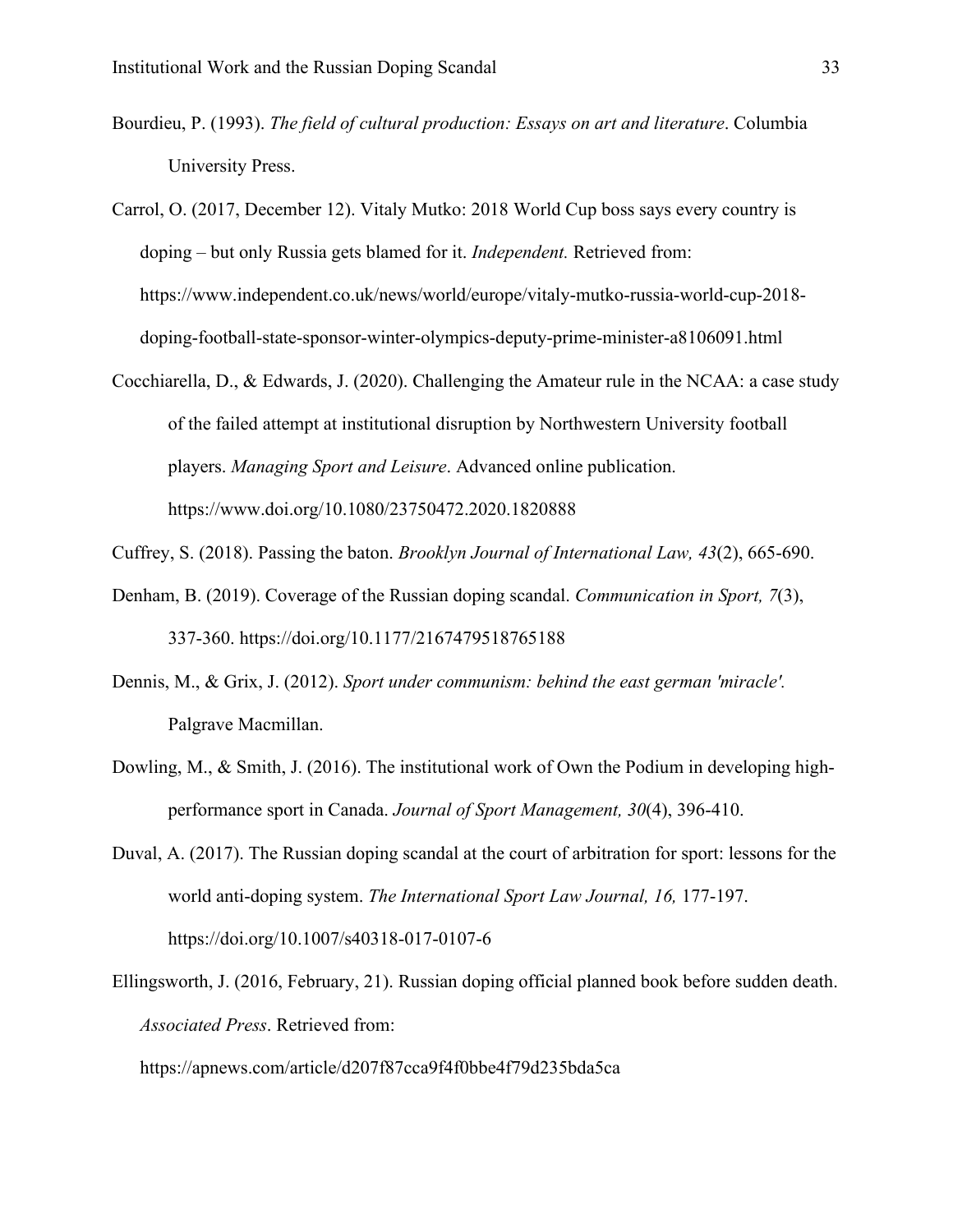Bourdieu, P. (1993). *The field of cultural production: Essays on art and literature*. Columbia University Press.

Carrol, O. (2017, December 12). Vitaly Mutko: 2018 World Cup boss says every country is doping – but only Russia gets blamed for it. *Independent.* Retrieved from: https://www.independent.co.uk/news/world/europe/vitaly-mutko-russia-world-cup-2018-doping-football-state-sponsor-winter-olympics-deputy-prime-minister-a8106091.html

Cocchiarella, D., & Edwards, J. (2020). Challenging the Amateur rule in the NCAA: a case study of the failed attempt at institutional disruption by Northwestern University football players. *Managing Sport and Leisure*. Advanced online publication. https://www.doi.org/10.1080/23750472.2020.1820888

Cuffrey, S. (2018). Passing the baton. *Brooklyn Journal of International Law, 43*(2), 665-690.

Denham, B. (2019). Coverage of the Russian doping scandal. *Communication in Sport, 7*(3), 337-360. https://doi.org/10.1177/2167479518765188

Dennis, M., & Grix, J. (2012). *Sport under communism: behind the east german 'miracle'.* Palgrave Macmillan.

Dowling, M., & Smith, J. (2016). The institutional work of Own the Podium in developing high-performance sport in Canada. *Journal of Sport Management, 30*(4), 396-410.

Duval, A. (2017). The Russian doping scandal at the court of arbitration for sport: lessons for the world anti-doping system. *The International Sport Law Journal, 16,* 177-197. https://doi.org/10.1007/s40318-017-0107-6

Ellingsworth, J. (2016, February, 21). Russian doping official planned book before sudden death. *Associated Press*. Retrieved from: https://apnews.com/article/d207f87cca9f4f0bbe4f79d235bda5ca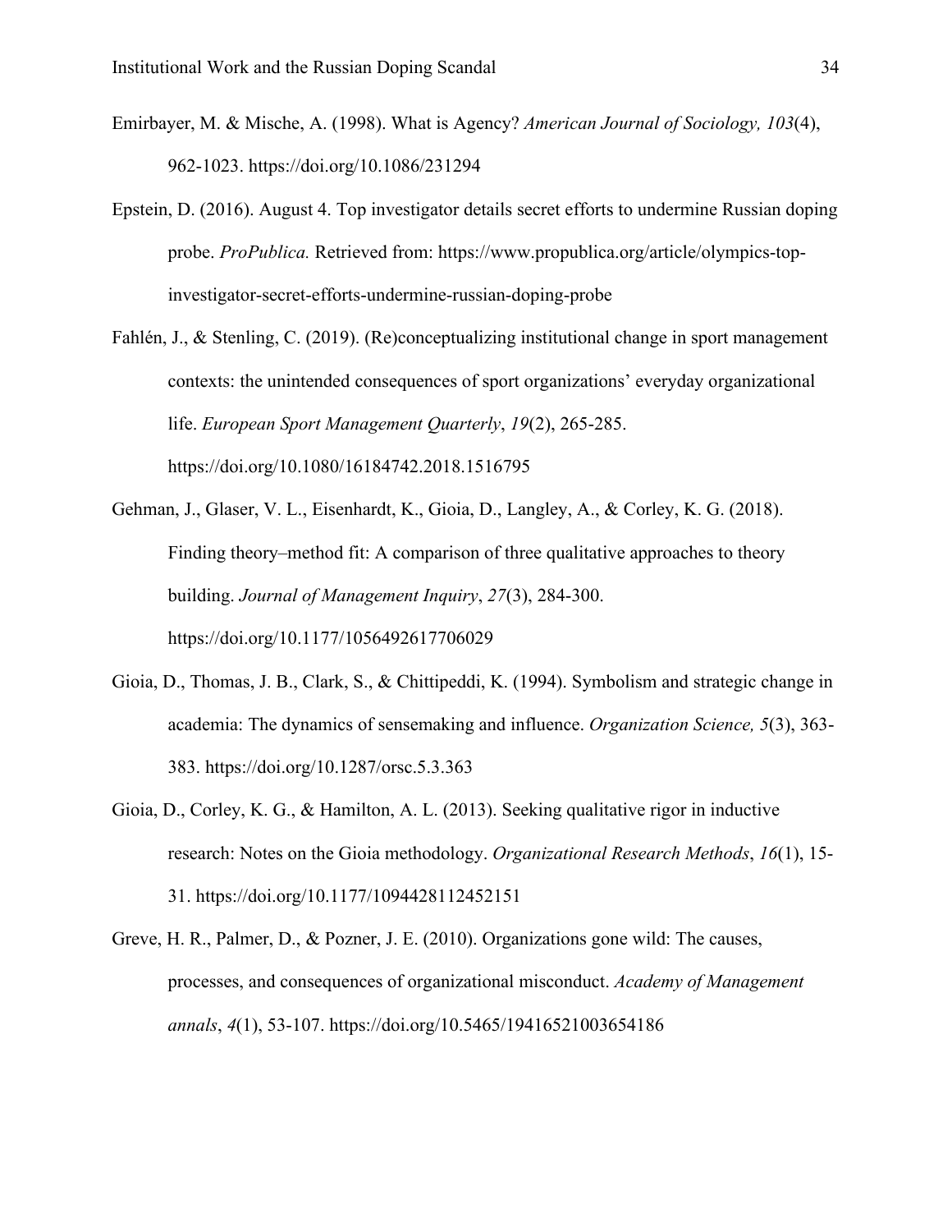Emirbayer, M. & Mische, A. (1998). What is Agency? *American Journal of Sociology, 103*(4), 962-1023. https://doi.org/10.1086/231294

Epstein, D. (2016). August 4. Top investigator details secret efforts to undermine Russian doping probe. *ProPublica.* Retrieved from: https://www.propublica.org/article/olympics-top-investigator-secret-efforts-undermine-russian-doping-probe

Fahlén, J., & Stenling, C. (2019). (Re)conceptualizing institutional change in sport management contexts: the unintended consequences of sport organizations' everyday organizational life. *European Sport Management Quarterly*, *19*(2), 265-285. https://doi.org/10.1080/16184742.2018.1516795

Gehman, J., Glaser, V. L., Eisenhardt, K., Gioia, D., Langley, A., & Corley, K. G. (2018). Finding theory–method fit: A comparison of three qualitative approaches to theory building. *Journal of Management Inquiry*, *27*(3), 284-300. https://doi.org/10.1177/1056492617706029

Gioia, D., Thomas, J. B., Clark, S., & Chittipeddi, K. (1994). Symbolism and strategic change in academia: The dynamics of sensemaking and influence. *Organization Science, 5*(3), 363-383. https://doi.org/10.1287/orsc.5.3.363

Gioia, D., Corley, K. G., & Hamilton, A. L. (2013). Seeking qualitative rigor in inductive research: Notes on the Gioia methodology. *Organizational Research Methods*, *16*(1), 15-31. https://doi.org/10.1177/1094428112452151

Greve, H. R., Palmer, D., & Pozner, J. E. (2010). Organizations gone wild: The causes, processes, and consequences of organizational misconduct. *Academy of Management annals*, *4*(1), 53-107. https://doi.org/10.5465/19416521003654186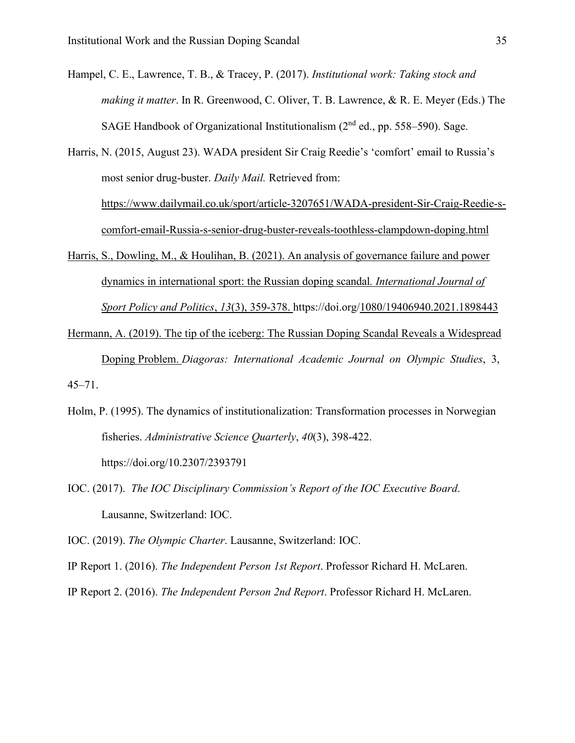Hampel, C. E., Lawrence, T. B., & Tracey, P. (2017). *Institutional work: Taking stock and making it matter*. In R. Greenwood, C. Oliver, T. B. Lawrence, & R. E. Meyer (Eds.) The SAGE Handbook of Organizational Institutionalism (2nd ed., pp. 558–590). Sage.

Harris, N. (2015, August 23). WADA president Sir Craig Reedie's 'comfort' email to Russia's most senior drug-buster. *Daily Mail.* Retrieved from: https://www.dailymail.co.uk/sport/article-3207651/WADA-president-Sir-Craig-Reedie-s-comfort-email-Russia-s-senior-drug-buster-reveals-toothless-clampdown-doping.html

Harris, S., Dowling, M., & Houlihan, B. (2021). An analysis of governance failure and power dynamics in international sport: the Russian doping scandal. *International Journal of Sport Policy and Politics*, *13*(3), 359-378. https://doi.org/1080/19406940.2021.1898443

Hermann, A. (2019). The tip of the iceberg: The Russian Doping Scandal Reveals a Widespread Doping Problem. *Diagoras: International Academic Journal on Olympic Studies*, 3, 45–71.

Holm, P. (1995). The dynamics of institutionalization: Transformation processes in Norwegian fisheries. *Administrative Science Quarterly*, *40*(3), 398-422. https://doi.org/10.2307/2393791

IOC. (2017). *The IOC Disciplinary Commission's Report of the IOC Executive Board*. Lausanne, Switzerland: IOC.

IOC. (2019). *The Olympic Charter*. Lausanne, Switzerland: IOC.

IP Report 1. (2016). *The Independent Person 1st Report*. Professor Richard H. McLaren.

IP Report 2. (2016). *The Independent Person 2nd Report*. Professor Richard H. McLaren.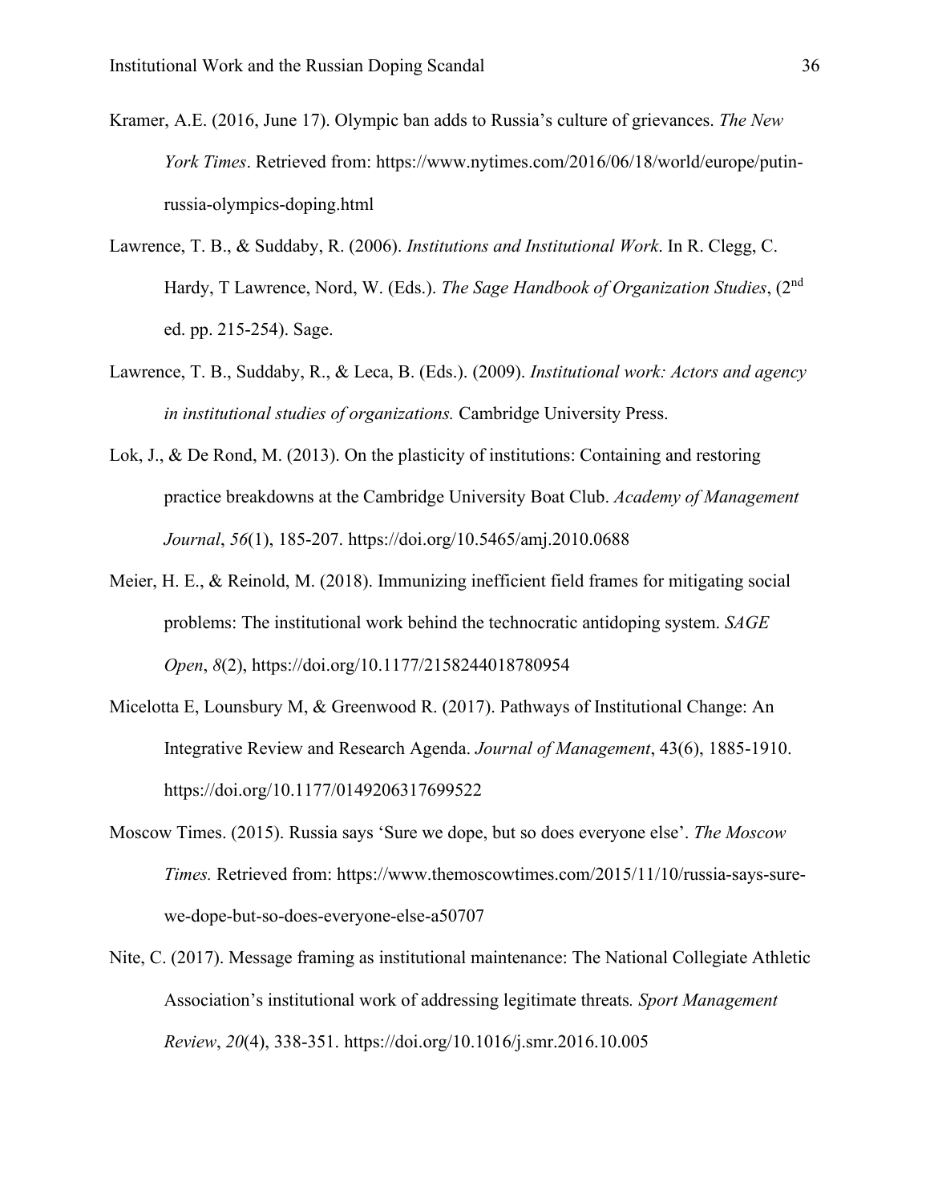Kramer, A.E. (2016, June 17). Olympic ban adds to Russia's culture of grievances. *The New York Times*. Retrieved from: https://www.nytimes.com/2016/06/18/world/europe/putin-russia-olympics-doping.html

Lawrence, T. B., & Suddaby, R. (2006). *Institutions and Institutional Work*. In R. Clegg, C. Hardy, T Lawrence, Nord, W. (Eds.). *The Sage Handbook of Organization Studies*, (2nd ed. pp. 215-254). Sage.

Lawrence, T. B., Suddaby, R., & Leca, B. (Eds.). (2009). *Institutional work: Actors and agency in institutional studies of organizations.* Cambridge University Press.

Lok, J., & De Rond, M. (2013). On the plasticity of institutions: Containing and restoring practice breakdowns at the Cambridge University Boat Club. *Academy of Management Journal*, *56*(1), 185-207. https://doi.org/10.5465/amj.2010.0688

Meier, H. E., & Reinold, M. (2018). Immunizing inefficient field frames for mitigating social problems: The institutional work behind the technocratic antidoping system. *SAGE Open*, *8*(2), https://doi.org/10.1177/2158244018780954

Micelotta E, Lounsbury M, & Greenwood R. (2017). Pathways of Institutional Change: An Integrative Review and Research Agenda. *Journal of Management*, 43(6), 1885-1910. https://doi.org/10.1177/0149206317699522

Moscow Times. (2015). Russia says 'Sure we dope, but so does everyone else'. *The Moscow Times.* Retrieved from: https://www.themoscowtimes.com/2015/11/10/russia-says-sure-we-dope-but-so-does-everyone-else-a50707

Nite, C. (2017). Message framing as institutional maintenance: The National Collegiate Athletic Association's institutional work of addressing legitimate threats*. Sport Management Review*, *20*(4), 338-351. https://doi.org/10.1016/j.smr.2016.10.005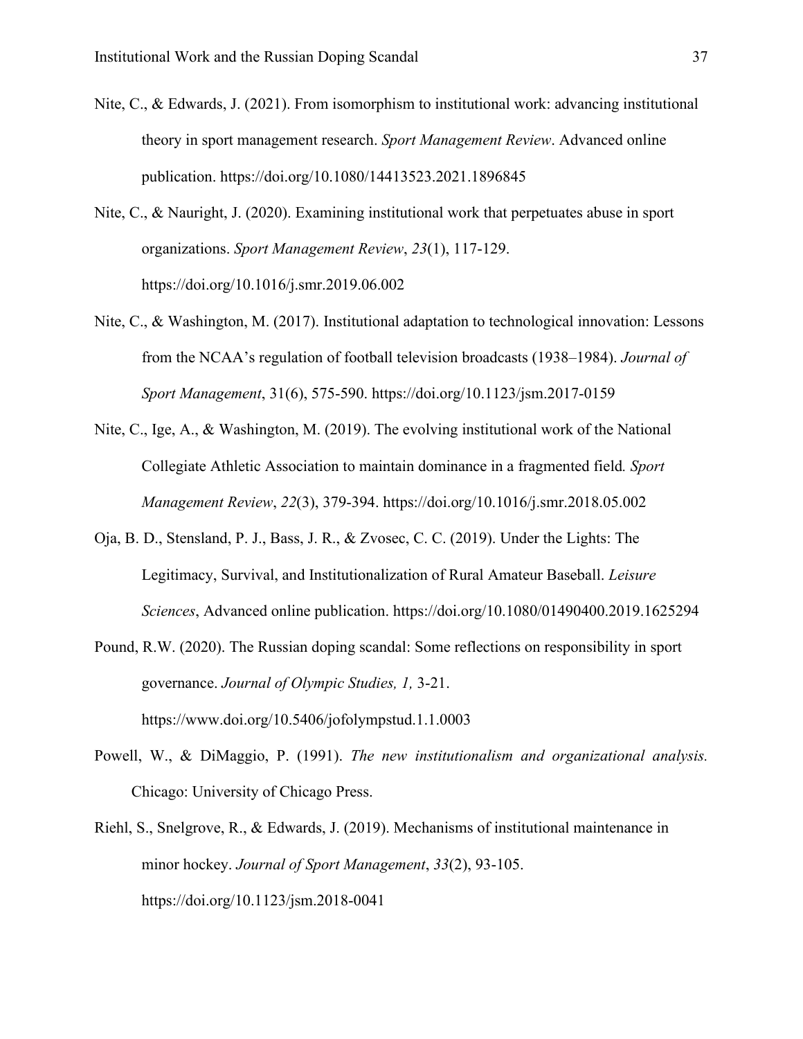Nite, C., & Edwards, J. (2021). From isomorphism to institutional work: advancing institutional theory in sport management research. *Sport Management Review*. Advanced online publication. https://doi.org/10.1080/14413523.2021.1896845

Nite, C., & Nauright, J. (2020). Examining institutional work that perpetuates abuse in sport organizations. *Sport Management Review*, *23*(1), 117-129. https://doi.org/10.1016/j.smr.2019.06.002

Nite, C., & Washington, M. (2017). Institutional adaptation to technological innovation: Lessons from the NCAA's regulation of football television broadcasts (1938–1984). *Journal of Sport Management*, 31(6), 575-590. https://doi.org/10.1123/jsm.2017-0159

Nite, C., Ige, A., & Washington, M. (2019). The evolving institutional work of the National Collegiate Athletic Association to maintain dominance in a fragmented field. *Sport Management Review*, *22*(3), 379-394. https://doi.org/10.1016/j.smr.2018.05.002

Oja, B. D., Stensland, P. J., Bass, J. R., & Zvosec, C. C. (2019). Under the Lights: The Legitimacy, Survival, and Institutionalization of Rural Amateur Baseball. *Leisure Sciences*, Advanced online publication. https://doi.org/10.1080/01490400.2019.1625294

Pound, R.W. (2020). The Russian doping scandal: Some reflections on responsibility in sport governance. *Journal of Olympic Studies, 1,* 3-21. https://www.doi.org/10.5406/jofolympstud.1.1.0003

Powell, W., & DiMaggio, P. (1991). *The new institutionalism and organizational analysis.* Chicago: University of Chicago Press.

Riehl, S., Snelgrove, R., & Edwards, J. (2019). Mechanisms of institutional maintenance in minor hockey. *Journal of Sport Management*, *33*(2), 93-105. https://doi.org/10.1123/jsm.2018-0041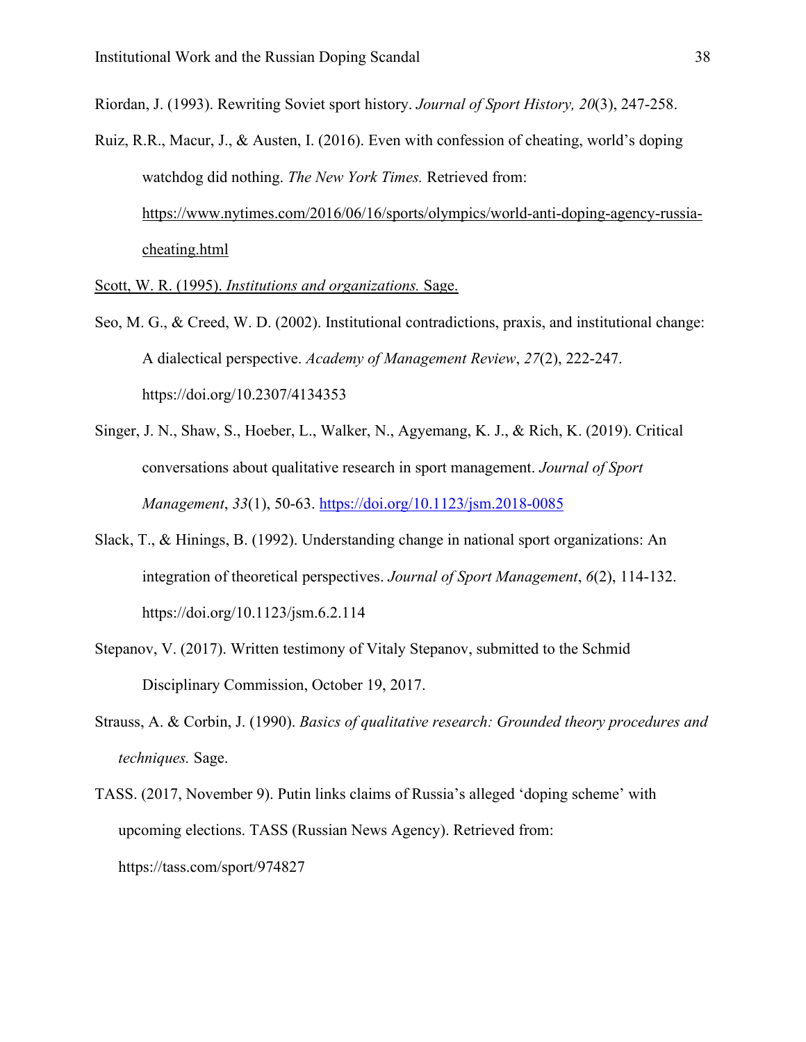Riordan, J. (1993). Rewriting Soviet sport history. *Journal of Sport History, 20*(3), 247-258.

Ruiz, R.R., Macur, J., & Austen, I. (2016). Even with confession of cheating, world's doping watchdog did nothing. *The New York Times.* Retrieved from: https://www.nytimes.com/2016/06/16/sports/olympics/world-anti-doping-agency-russia-cheating.html

Scott, W. R. (1995). *Institutions and organizations.* Sage.

Seo, M. G., & Creed, W. D. (2002). Institutional contradictions, praxis, and institutional change: A dialectical perspective. *Academy of Management Review*, *27*(2), 222-247. https://doi.org/10.2307/4134353

Singer, J. N., Shaw, S., Hoeber, L., Walker, N., Agyemang, K. J., & Rich, K. (2019). Critical conversations about qualitative research in sport management. *Journal of Sport Management*, *33*(1), 50-63. https://doi.org/10.1123/jsm.2018-0085

Slack, T., & Hinings, B. (1992). Understanding change in national sport organizations: An integration of theoretical perspectives. *Journal of Sport Management*, *6*(2), 114-132. https://doi.org/10.1123/jsm.6.2.114

Stepanov, V. (2017). Written testimony of Vitaly Stepanov, submitted to the Schmid Disciplinary Commission, October 19, 2017.

Strauss, A. & Corbin, J. (1990). *Basics of qualitative research: Grounded theory procedures and techniques.* Sage.

TASS. (2017, November 9). Putin links claims of Russia's alleged 'doping scheme' with upcoming elections. TASS (Russian News Agency). Retrieved from: https://tass.com/sport/974827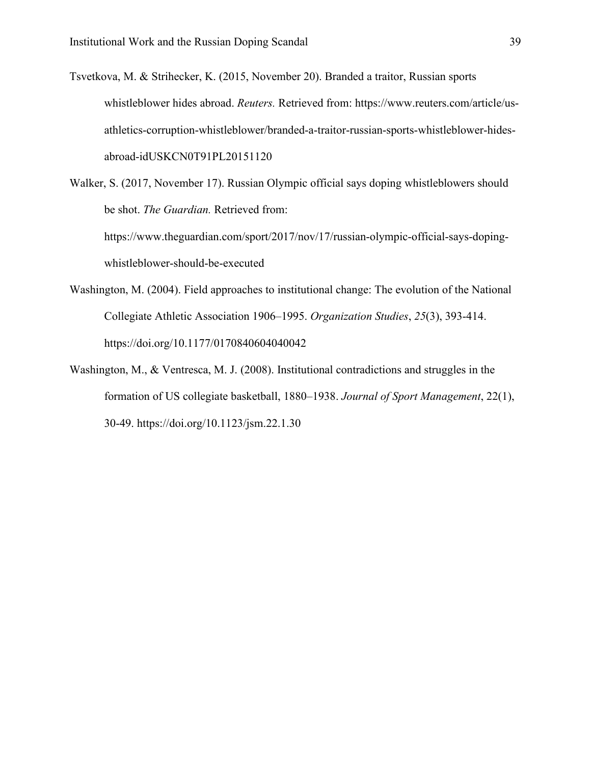Tsvetkova, M. & Strihecker, K. (2015, November 20). Branded a traitor, Russian sports whistleblower hides abroad. *Reuters.* Retrieved from: https://www.reuters.com/article/us-athletics-corruption-whistleblower/branded-a-traitor-russian-sports-whistleblower-hides-abroad-idUSKCN0T91PL20151120

Walker, S. (2017, November 17). Russian Olympic official says doping whistleblowers should be shot. *The Guardian.* Retrieved from: https://www.theguardian.com/sport/2017/nov/17/russian-olympic-official-says-doping-whistleblower-should-be-executed

Washington, M. (2004). Field approaches to institutional change: The evolution of the National Collegiate Athletic Association 1906–1995. *Organization Studies*, *25*(3), 393-414. https://doi.org/10.1177/0170840604040042

Washington, M., & Ventresca, M. J. (2008). Institutional contradictions and struggles in the formation of US collegiate basketball, 1880–1938. *Journal of Sport Management*, 22(1), 30-49. https://doi.org/10.1123/jsm.22.1.30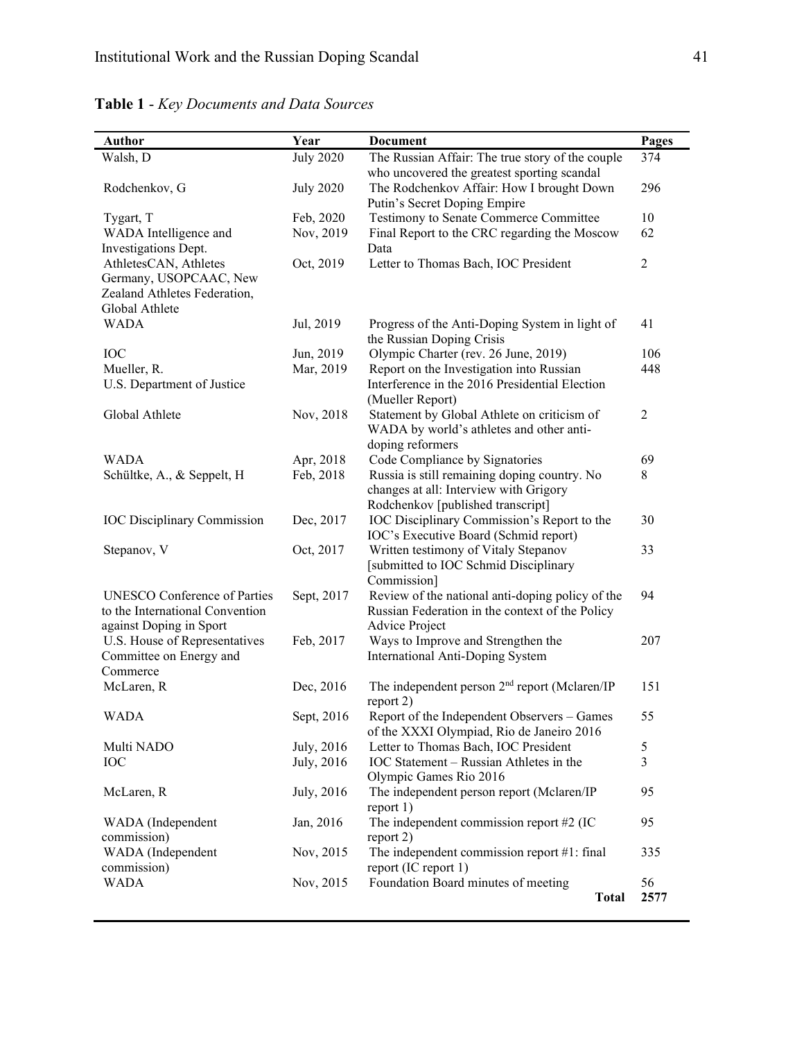**Table 1** - *Key Documents and Data Sources*

| Author | Year | Document | Pages |
|---|---|---|---|
| Walsh, D | July 2020 | The Russian Affair: The true story of the couple who uncovered the greatest sporting scandal | 374 |
| Rodchenkov, G | July 2020 | The Rodchenkov Affair: How I brought Down Putin's Secret Doping Empire | 296 |
| Tygart, T | Feb, 2020 | Testimony to Senate Commerce Committee | 10 |
| WADA Intelligence and Investigations Dept. | Nov, 2019 | Final Report to the CRC regarding the Moscow Data | 62 |
| AthletesCAN, Athletes Germany, USOPCAAC, New Zealand Athletes Federation, Global Athlete | Oct, 2019 | Letter to Thomas Bach, IOC President | 2 |
| WADA | Jul, 2019 | Progress of the Anti-Doping System in light of the Russian Doping Crisis | 41 |
| IOC | Jun, 2019 | Olympic Charter (rev. 26 June, 2019) | 106 |
| Mueller, R. U.S. Department of Justice | Mar, 2019 | Report on the Investigation into Russian Interference in the 2016 Presidential Election (Mueller Report) | 448 |
| Global Athlete | Nov, 2018 | Statement by Global Athlete on criticism of WADA by world's athletes and other anti-doping reformers | 2 |
| WADA | Apr, 2018 | Code Compliance by Signatories | 69 |
| Schültke, A., & Seppelt, H | Feb, 2018 | Russia is still remaining doping country. No changes at all: Interview with Grigory Rodchenkov [published transcript] | 8 |
| IOC Disciplinary Commission | Dec, 2017 | IOC Disciplinary Commission's Report to the IOC's Executive Board (Schmid report) | 30 |
| Stepanov, V | Oct, 2017 | Written testimony of Vitaly Stepanov [submitted to IOC Schmid Disciplinary Commission] | 33 |
| UNESCO Conference of Parties to the International Convention against Doping in Sport | Sept, 2017 | Review of the national anti-doping policy of the Russian Federation in the context of the Policy Advice Project | 94 |
| U.S. House of Representatives Committee on Energy and Commerce | Feb, 2017 | Ways to Improve and Strengthen the International Anti-Doping System | 207 |
| McLaren, R | Dec, 2016 | The independent person 2nd report (Mclaren/IP report 2) | 151 |
| WADA | Sept, 2016 | Report of the Independent Observers – Games of the XXXI Olympiad, Rio de Janeiro 2016 | 55 |
| Multi NADO | July, 2016 | Letter to Thomas Bach, IOC President | 5 |
| IOC | July, 2016 | IOC Statement – Russian Athletes in the Olympic Games Rio 2016 | 3 |
| McLaren, R | July, 2016 | The independent person report (Mclaren/IP report 1) | 95 |
| WADA (Independent commission) | Jan, 2016 | The independent commission report #2 (IC report 2) | 95 |
| WADA (Independent commission) | Nov, 2015 | The independent commission report #1: final report (IC report 1) | 335 |
| WADA | Nov, 2015 | Foundation Board minutes of meeting | 56 |
| | | **Total** | **2577** |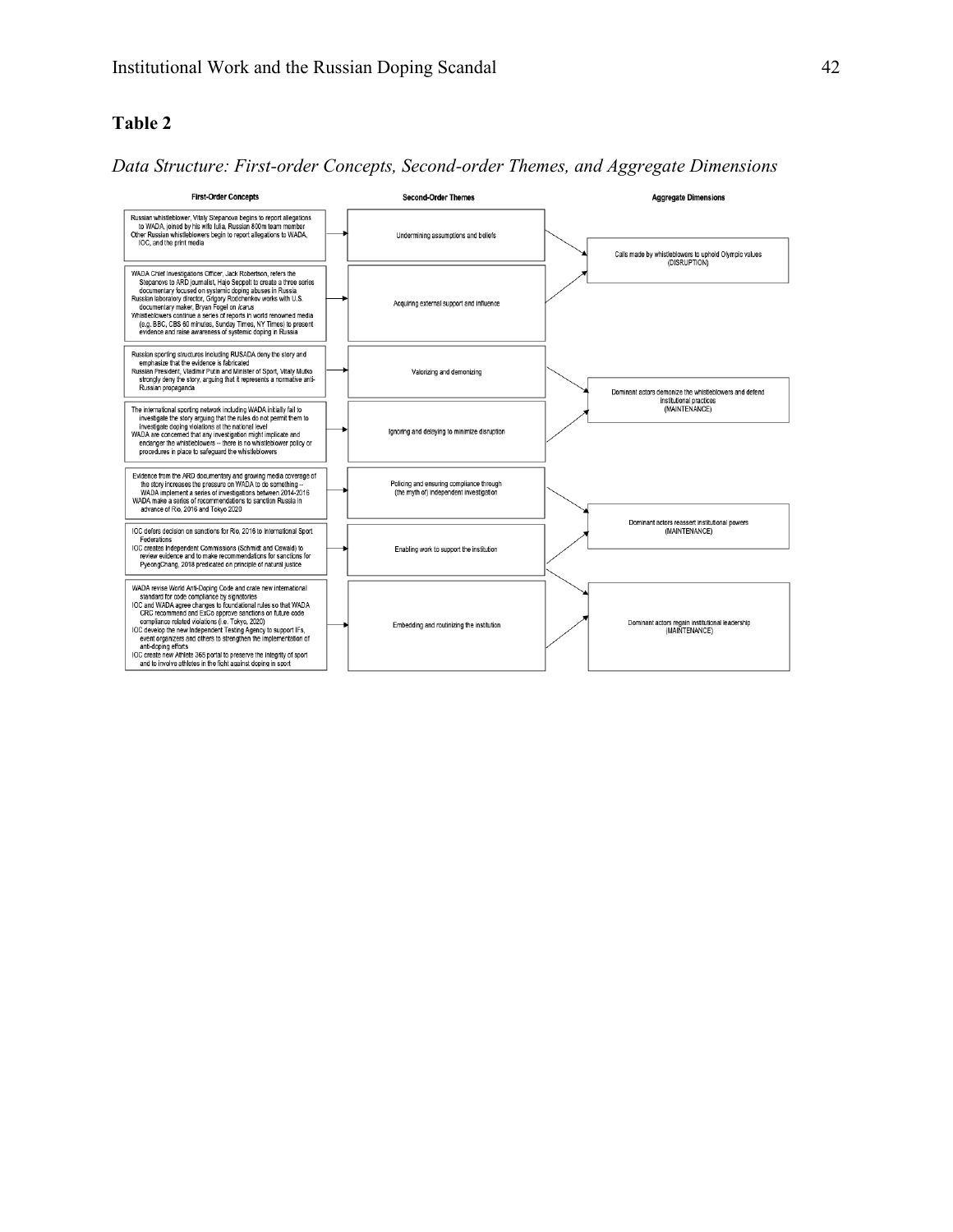## Table 2

*Data Structure: First-order Concepts, Second-order Themes, and Aggregate Dimensions*

| First-Order Concepts | Second-Order Themes | Aggregate Dimensions |
|---|---|---|
| Russian whistleblower, Vitaly Stepanova begins to report allegations to WADA, joined by his wife Iulia, Russian 800m team member<br>Other Russian whistleblowers begin to report allegations to WADA, IOC, and the print media | Undermining assumptions and beliefs | Calls made by whistleblowers to uphold Olympic values (DISRUPTION) |
| WADA Chief Investigations Officer, Jack Robertson, refers the Stepanovs to ARD journalist, Hajo Seppelt to create a three series documentary focused on systemic doping abuses in Russia<br>Russian laboratory director, Grigory Rodchenkov works with U.S. documentary maker, Bryan Fogel on *Icarus*<br>Whistleblowers continue a series of reports in world renowned media (e.g. BBC, CBS 60 minutes, Sunday Times, NY Times) to present evidence and raise awareness of systemic doping in Russia | Acquiring external support and influence | |
| Russian sporting structures including RUSADA deny the story and emphasize that the evidence is fabricated<br>Russian President, Vladimir Putin and Minister of Sport, Vitaly Mutko strongly deny the story, arguing that it represents a normative anti-Russian propaganda | Valorizing and demonizing | Dominant actors demonize the whistleblowers and defend institutional practices (MAINTENANCE) |
| The international sporting network including WADA initially fail to investigate the story arguing that the rules do not permit them to investigate doping violations at the national level<br>WADA are concerned that any investigation might implicate and endanger the whistleblowers -- there is no whistleblower policy or procedures in place to safeguard the whistleblowers | Ignoring and delaying to minimize disruption | |
| Evidence from the ARD documentary and growing media coverage of the story increases the pressure on WADA to do something -- WADA implement a series of investigations between 2014-2016<br>WADA make a series of recommendations to sanction Russia in advance of Rio, 2016 and Tokyo 2020 | Policing and ensuring compliance through (the myth of) independent investigation | Dominant actors reassert institutional powers (MAINTENANCE) |
| IOC defers decision on sanctions for Rio, 2016 to International Sport Federations<br>IOC creates Independent Commissions (Schmidt and Oswald) to review evidence and to make recommendations for sanctions for PyeongChang, 2018 predicated on principle of natural justice | Enabling work to support the institution | |
| WADA revise World Anti-Doping Code and crate new international standard for code compliance by signatories<br>IOC and WADA agree changes to foundational rules so that WADA CRC recommend and ExCo approve sanctions on future code compliance related violations (i.e. Tokyo, 2020)<br>IOC develop the new Independent Testing Agency to support IFs, event organizers and others to strengthen the implementation of anti-doping efforts<br>IOC create new Athlete 365 portal to preserve the integrity of sport and to involve athletes in the fight against doping in sport | Embedding and routinizing the institution | Dominant actors regain institutional leadership (MAINTENANCE) |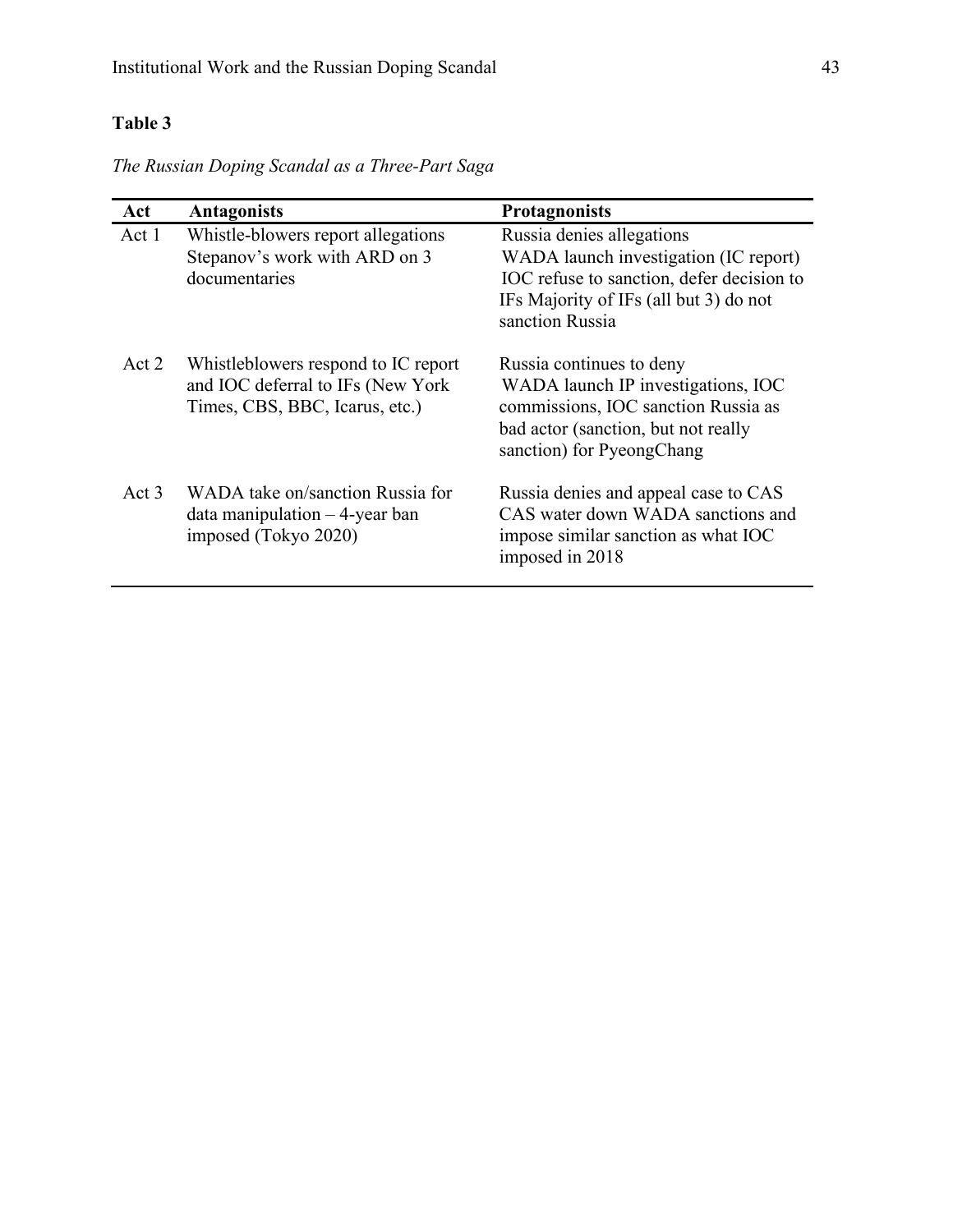**Table 3**

*The Russian Doping Scandal as a Three-Part Saga*

| Act | Antagonists | Protagnonists |
|---|---|---|
| Act 1 | Whistle-blowers report allegations Stepanov's work with ARD on 3 documentaries | Russia denies allegations WADA launch investigation (IC report) IOC refuse to sanction, defer decision to IFs Majority of IFs (all but 3) do not sanction Russia |
| Act 2 | Whistleblowers respond to IC report and IOC deferral to IFs (New York Times, CBS, BBC, Icarus, etc.) | Russia continues to deny WADA launch IP investigations, IOC commissions, IOC sanction Russia as bad actor (sanction, but not really sanction) for PyeongChang |
| Act 3 | WADA take on/sanction Russia for data manipulation – 4-year ban imposed (Tokyo 2020) | Russia denies and appeal case to CAS CAS water down WADA sanctions and impose similar sanction as what IOC imposed in 2018 |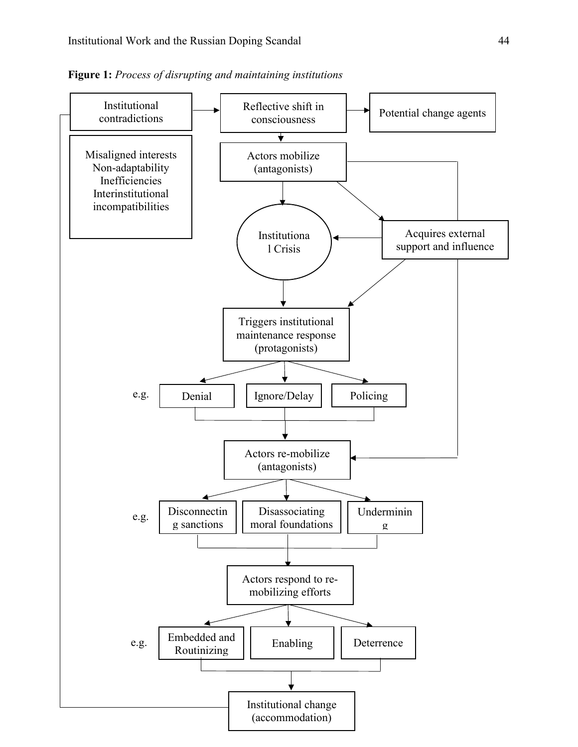**Figure 1:** *Process of disrupting and maintaining institutions*

Institutional contradictions

Misaligned interests
Non-adaptability
Inefficiencies
Interinstitutional incompatibilities

Reflective shift in consciousness

Potential change agents

Actors mobilize (antagonists)

Institutional Crisis

Acquires external support and influence

Triggers institutional maintenance response (protagonists)

e.g.

Denial

Ignore/Delay

Policing

Actors re-mobilize (antagonists)

e.g.

Disconnecting sanctions

Disassociating moral foundations

Undermining

Actors respond to re-mobilizing efforts

e.g.

Embedded and Routinizing

Enabling

Deterrence

Institutional change (accommodation)